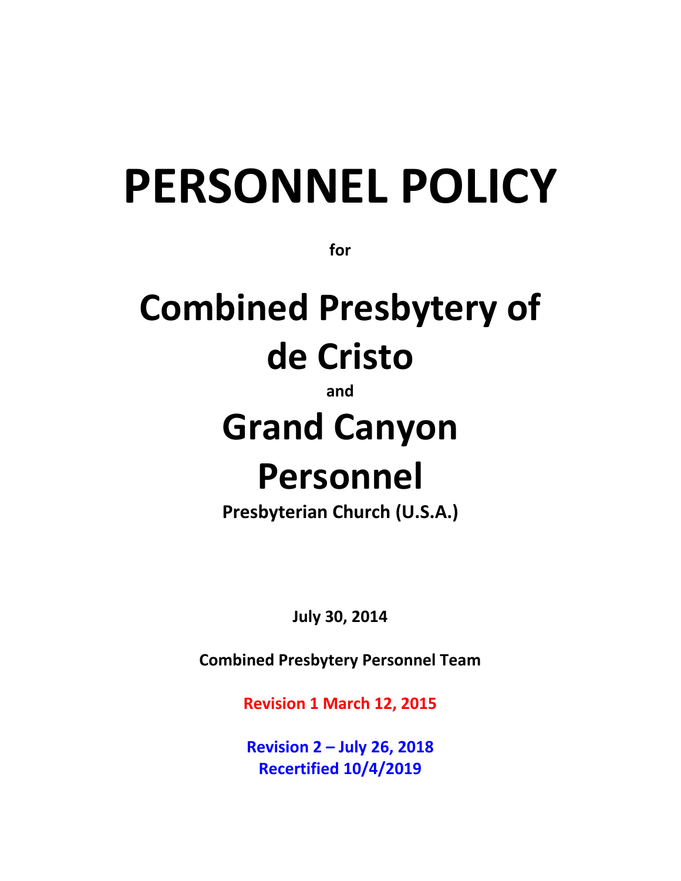# PERSONNEL POLICY

**for**

# Combined Presbytery of de Cristo

**and**

# Grand Canyon Personnel

**Presbyterian Church (U.S.A.)**

**July 30, 2014**

**Combined Presbytery Personnel Team**

**Revision 1 March 12, 2015**

**Revision 2 – July 26, 2018**
**Recertified 10/4/2019**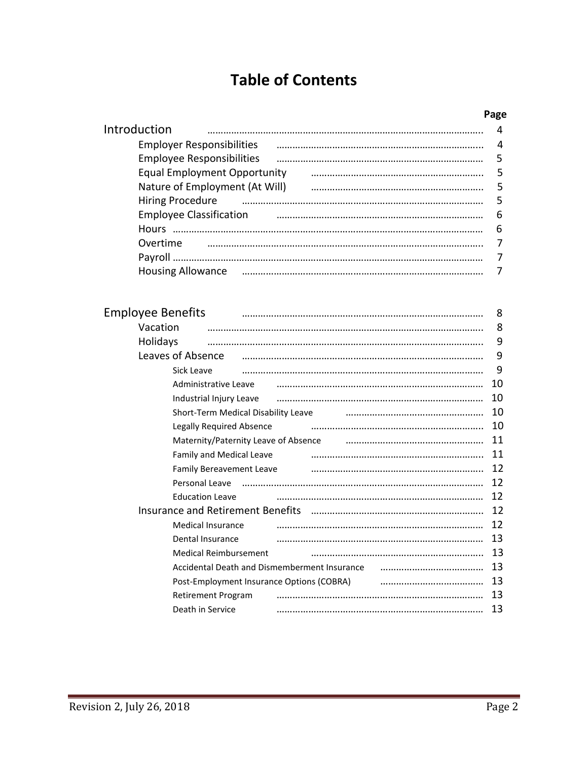# Table of Contents

| | Page |
|---|---|
| **Introduction** | 4 |
| Employer Responsibilities | 4 |
| Employee Responsibilities | 5 |
| Equal Employment Opportunity | 5 |
| Nature of Employment (At Will) | 5 |
| Hiring Procedure | 5 |
| Employee Classification | 6 |
| Hours | 6 |
| Overtime | 7 |
| Payroll | 7 |
| Housing Allowance | 7 |
| **Employee Benefits** | 8 |
| Vacation | 8 |
| Holidays | 9 |
| Leaves of Absence | 9 |
| Sick Leave | 9 |
| Administrative Leave | 10 |
| Industrial Injury Leave | 10 |
| Short-Term Medical Disability Leave | 10 |
| Legally Required Absence | 10 |
| Maternity/Paternity Leave of Absence | 11 |
| Family and Medical Leave | 11 |
| Family Bereavement Leave | 12 |
| Personal Leave | 12 |
| Education Leave | 12 |
| Insurance and Retirement Benefits | 12 |
| Medical Insurance | 12 |
| Dental Insurance | 13 |
| Medical Reimbursement | 13 |
| Accidental Death and Dismemberment Insurance | 13 |
| Post-Employment Insurance Options (COBRA) | 13 |
| Retirement Program | 13 |
| Death in Service | 13 |

Revision 2, July 26, 2018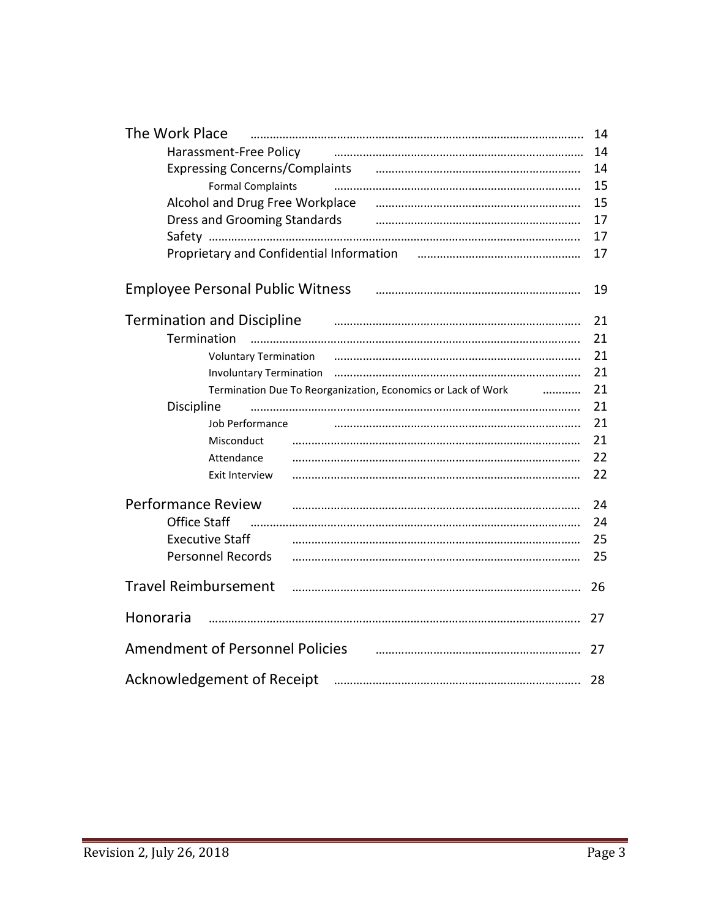| | |
|---|---|
| The Work Place | 14 |
| &nbsp;&nbsp;&nbsp;&nbsp;Harassment-Free Policy | 14 |
| &nbsp;&nbsp;&nbsp;&nbsp;Expressing Concerns/Complaints | 14 |
| &nbsp;&nbsp;&nbsp;&nbsp;&nbsp;&nbsp;&nbsp;&nbsp;Formal Complaints | 15 |
| &nbsp;&nbsp;&nbsp;&nbsp;Alcohol and Drug Free Workplace | 15 |
| &nbsp;&nbsp;&nbsp;&nbsp;Dress and Grooming Standards | 17 |
| &nbsp;&nbsp;&nbsp;&nbsp;Safety | 17 |
| &nbsp;&nbsp;&nbsp;&nbsp;Proprietary and Confidential Information | 17 |
| Employee Personal Public Witness | 19 |
| Termination and Discipline | 21 |
| &nbsp;&nbsp;&nbsp;&nbsp;Termination | 21 |
| &nbsp;&nbsp;&nbsp;&nbsp;&nbsp;&nbsp;&nbsp;&nbsp;Voluntary Termination | 21 |
| &nbsp;&nbsp;&nbsp;&nbsp;&nbsp;&nbsp;&nbsp;&nbsp;Involuntary Termination | 21 |
| &nbsp;&nbsp;&nbsp;&nbsp;&nbsp;&nbsp;&nbsp;&nbsp;Termination Due To Reorganization, Economics or Lack of Work | 21 |
| &nbsp;&nbsp;&nbsp;&nbsp;Discipline | 21 |
| &nbsp;&nbsp;&nbsp;&nbsp;&nbsp;&nbsp;&nbsp;&nbsp;Job Performance | 21 |
| &nbsp;&nbsp;&nbsp;&nbsp;&nbsp;&nbsp;&nbsp;&nbsp;Misconduct | 21 |
| &nbsp;&nbsp;&nbsp;&nbsp;&nbsp;&nbsp;&nbsp;&nbsp;Attendance | 22 |
| &nbsp;&nbsp;&nbsp;&nbsp;&nbsp;&nbsp;&nbsp;&nbsp;Exit Interview | 22 |
| Performance Review | 24 |
| &nbsp;&nbsp;&nbsp;&nbsp;Office Staff | 24 |
| &nbsp;&nbsp;&nbsp;&nbsp;Executive Staff | 25 |
| &nbsp;&nbsp;&nbsp;&nbsp;Personnel Records | 25 |
| Travel Reimbursement | 26 |
| Honoraria | 27 |
| Amendment of Personnel Policies | 27 |
| Acknowledgement of Receipt | 28 |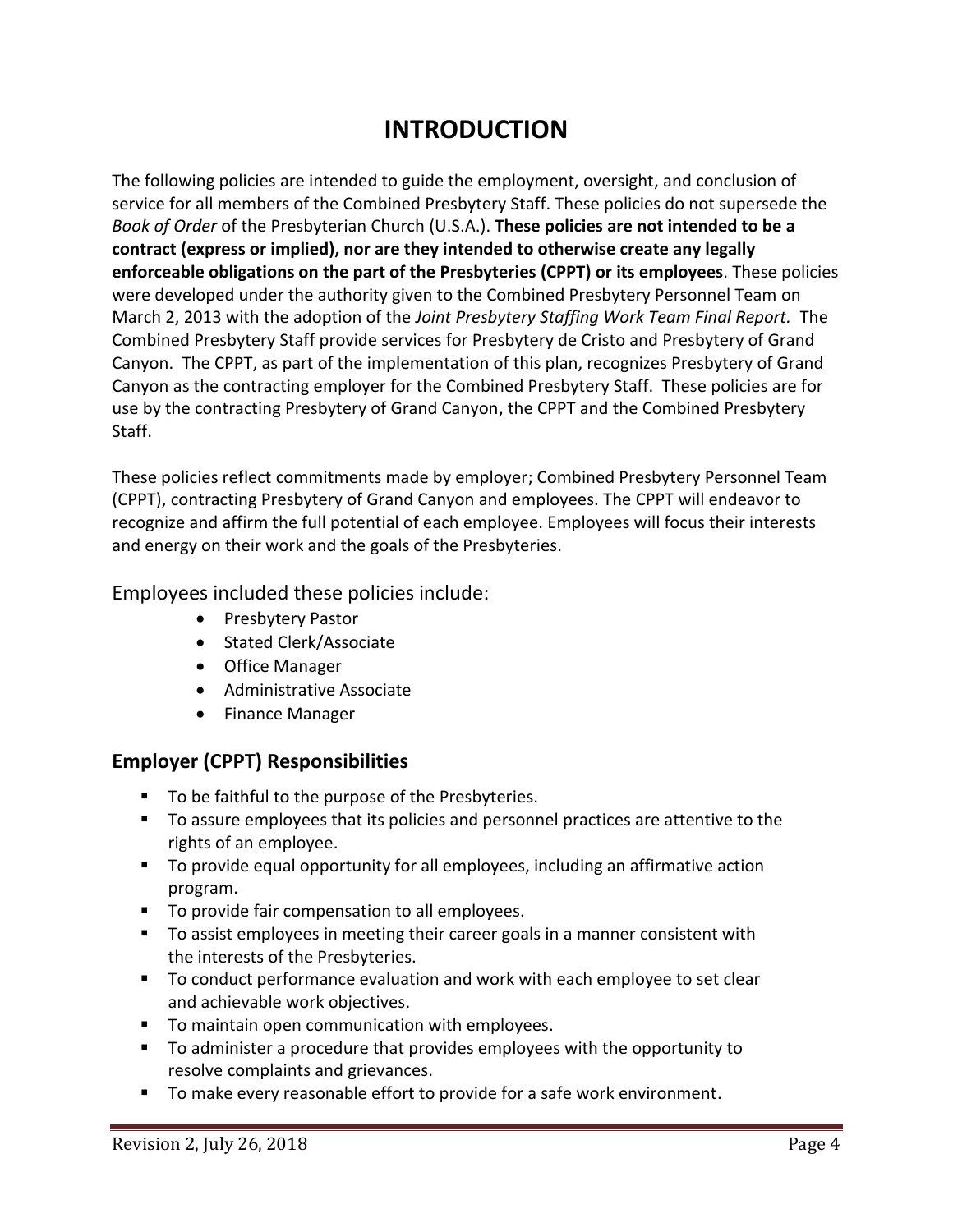# INTRODUCTION

The following policies are intended to guide the employment, oversight, and conclusion of service for all members of the Combined Presbytery Staff. These policies do not supersede the *Book of Order* of the Presbyterian Church (U.S.A.). **These policies are not intended to be a contract (express or implied), nor are they intended to otherwise create any legally enforceable obligations on the part of the Presbyteries (CPPT) or its employees**. These policies were developed under the authority given to the Combined Presbytery Personnel Team on March 2, 2013 with the adoption of the *Joint Presbytery Staffing Work Team Final Report.* The Combined Presbytery Staff provide services for Presbytery de Cristo and Presbytery of Grand Canyon. The CPPT, as part of the implementation of this plan, recognizes Presbytery of Grand Canyon as the contracting employer for the Combined Presbytery Staff. These policies are for use by the contracting Presbytery of Grand Canyon, the CPPT and the Combined Presbytery Staff.

These policies reflect commitments made by employer; Combined Presbytery Personnel Team (CPPT), contracting Presbytery of Grand Canyon and employees. The CPPT will endeavor to recognize and affirm the full potential of each employee. Employees will focus their interests and energy on their work and the goals of the Presbyteries.

Employees included these policies include:

- Presbytery Pastor
- Stated Clerk/Associate
- Office Manager
- Administrative Associate
- Finance Manager

## Employer (CPPT) Responsibilities

- To be faithful to the purpose of the Presbyteries.
- To assure employees that its policies and personnel practices are attentive to the rights of an employee.
- To provide equal opportunity for all employees, including an affirmative action program.
- To provide fair compensation to all employees.
- To assist employees in meeting their career goals in a manner consistent with the interests of the Presbyteries.
- To conduct performance evaluation and work with each employee to set clear and achievable work objectives.
- To maintain open communication with employees.
- To administer a procedure that provides employees with the opportunity to resolve complaints and grievances.
- To make every reasonable effort to provide for a safe work environment.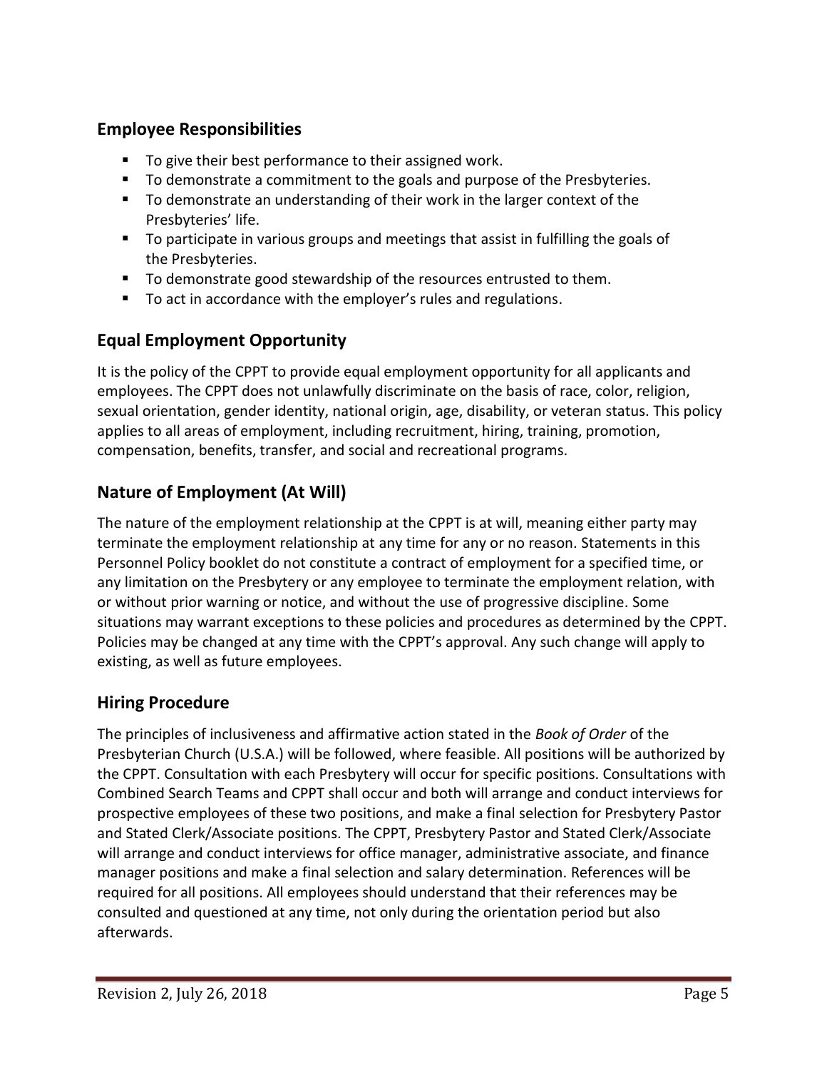## Employee Responsibilities

- To give their best performance to their assigned work.
- To demonstrate a commitment to the goals and purpose of the Presbyteries.
- To demonstrate an understanding of their work in the larger context of the Presbyteries' life.
- To participate in various groups and meetings that assist in fulfilling the goals of the Presbyteries.
- To demonstrate good stewardship of the resources entrusted to them.
- To act in accordance with the employer's rules and regulations.

## Equal Employment Opportunity

It is the policy of the CPPT to provide equal employment opportunity for all applicants and employees. The CPPT does not unlawfully discriminate on the basis of race, color, religion, sexual orientation, gender identity, national origin, age, disability, or veteran status. This policy applies to all areas of employment, including recruitment, hiring, training, promotion, compensation, benefits, transfer, and social and recreational programs.

## Nature of Employment (At Will)

The nature of the employment relationship at the CPPT is at will, meaning either party may terminate the employment relationship at any time for any or no reason. Statements in this Personnel Policy booklet do not constitute a contract of employment for a specified time, or any limitation on the Presbytery or any employee to terminate the employment relation, with or without prior warning or notice, and without the use of progressive discipline. Some situations may warrant exceptions to these policies and procedures as determined by the CPPT. Policies may be changed at any time with the CPPT's approval. Any such change will apply to existing, as well as future employees.

## Hiring Procedure

The principles of inclusiveness and affirmative action stated in the *Book of Order* of the Presbyterian Church (U.S.A.) will be followed, where feasible. All positions will be authorized by the CPPT. Consultation with each Presbytery will occur for specific positions. Consultations with Combined Search Teams and CPPT shall occur and both will arrange and conduct interviews for prospective employees of these two positions, and make a final selection for Presbytery Pastor and Stated Clerk/Associate positions. The CPPT, Presbytery Pastor and Stated Clerk/Associate will arrange and conduct interviews for office manager, administrative associate, and finance manager positions and make a final selection and salary determination. References will be required for all positions. All employees should understand that their references may be consulted and questioned at any time, not only during the orientation period but also afterwards.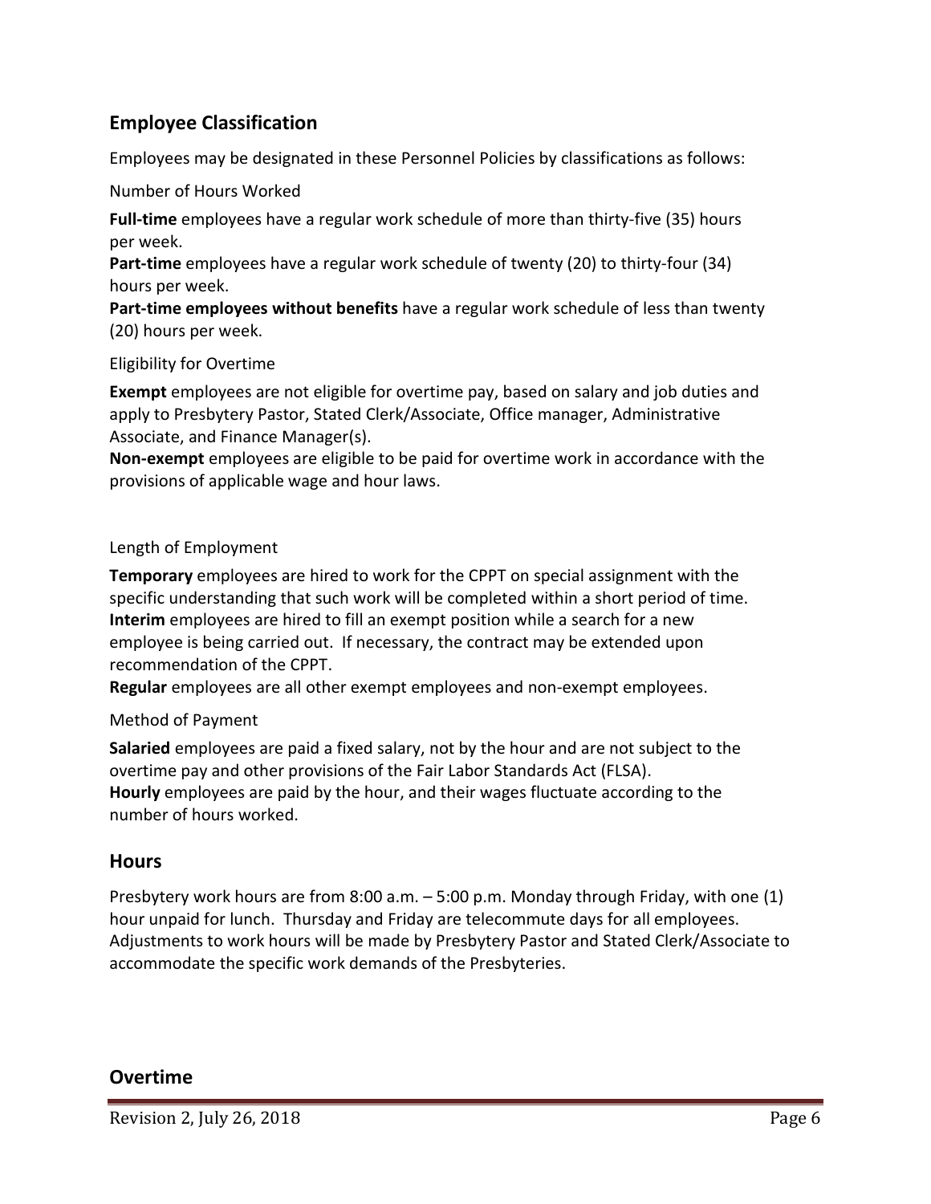## Employee Classification

Employees may be designated in these Personnel Policies by classifications as follows:

Number of Hours Worked

**Full-time** employees have a regular work schedule of more than thirty-five (35) hours per week.
**Part-time** employees have a regular work schedule of twenty (20) to thirty-four (34) hours per week.
**Part-time employees without benefits** have a regular work schedule of less than twenty (20) hours per week.

Eligibility for Overtime

**Exempt** employees are not eligible for overtime pay, based on salary and job duties and apply to Presbytery Pastor, Stated Clerk/Associate, Office manager, Administrative Associate, and Finance Manager(s).
**Non-exempt** employees are eligible to be paid for overtime work in accordance with the provisions of applicable wage and hour laws.

Length of Employment

**Temporary** employees are hired to work for the CPPT on special assignment with the specific understanding that such work will be completed within a short period of time.
**Interim** employees are hired to fill an exempt position while a search for a new employee is being carried out. If necessary, the contract may be extended upon recommendation of the CPPT.
**Regular** employees are all other exempt employees and non-exempt employees.

Method of Payment

**Salaried** employees are paid a fixed salary, not by the hour and are not subject to the overtime pay and other provisions of the Fair Labor Standards Act (FLSA).
**Hourly** employees are paid by the hour, and their wages fluctuate according to the number of hours worked.

## Hours

Presbytery work hours are from 8:00 a.m. – 5:00 p.m. Monday through Friday, with one (1) hour unpaid for lunch. Thursday and Friday are telecommute days for all employees. Adjustments to work hours will be made by Presbytery Pastor and Stated Clerk/Associate to accommodate the specific work demands of the Presbyteries.

## Overtime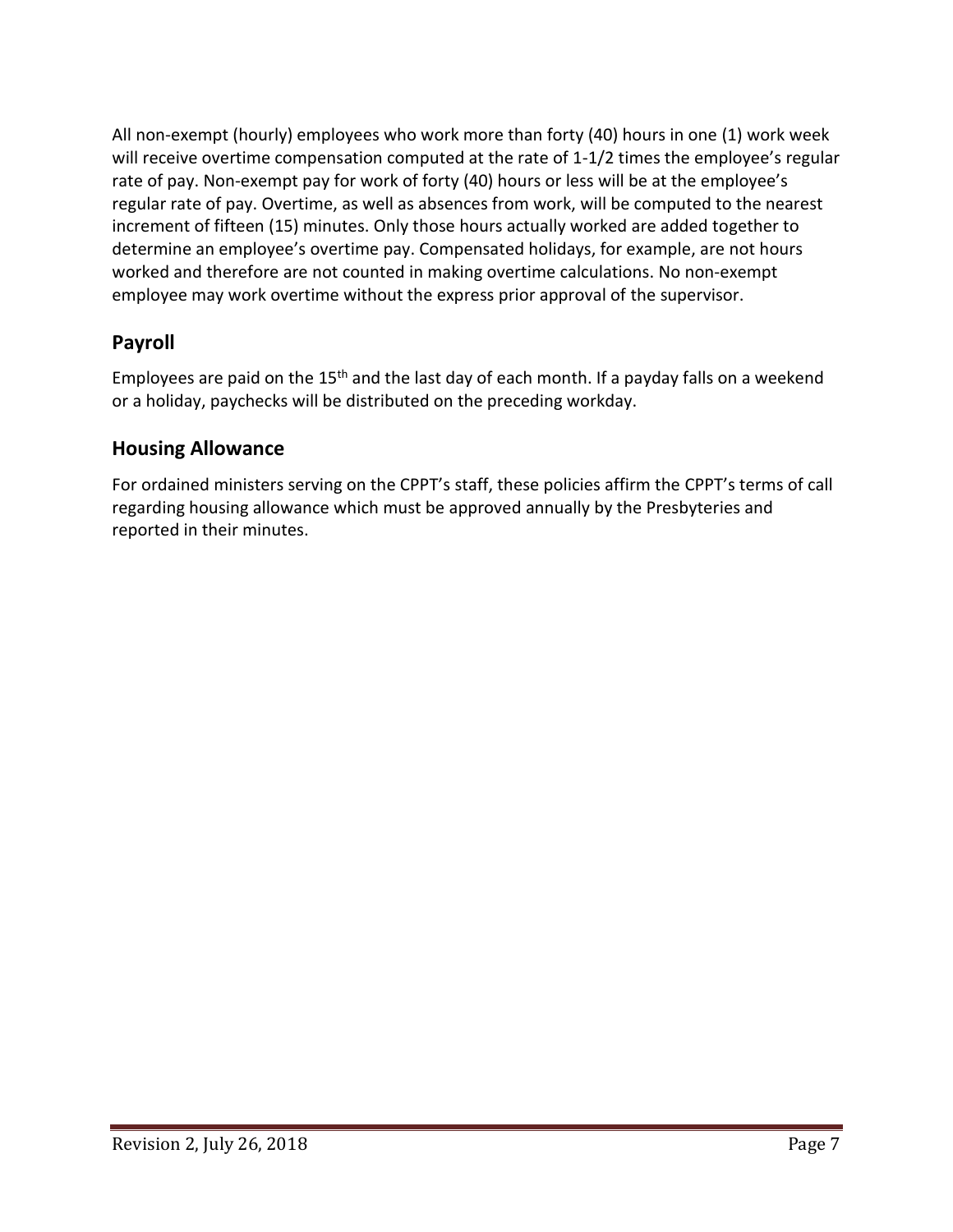All non-exempt (hourly) employees who work more than forty (40) hours in one (1) work week will receive overtime compensation computed at the rate of 1-1/2 times the employee's regular rate of pay. Non-exempt pay for work of forty (40) hours or less will be at the employee's regular rate of pay. Overtime, as well as absences from work, will be computed to the nearest increment of fifteen (15) minutes. Only those hours actually worked are added together to determine an employee's overtime pay. Compensated holidays, for example, are not hours worked and therefore are not counted in making overtime calculations. No non-exempt employee may work overtime without the express prior approval of the supervisor.

## Payroll

Employees are paid on the 15th and the last day of each month. If a payday falls on a weekend or a holiday, paychecks will be distributed on the preceding workday.

## Housing Allowance

For ordained ministers serving on the CPPT's staff, these policies affirm the CPPT's terms of call regarding housing allowance which must be approved annually by the Presbyteries and reported in their minutes.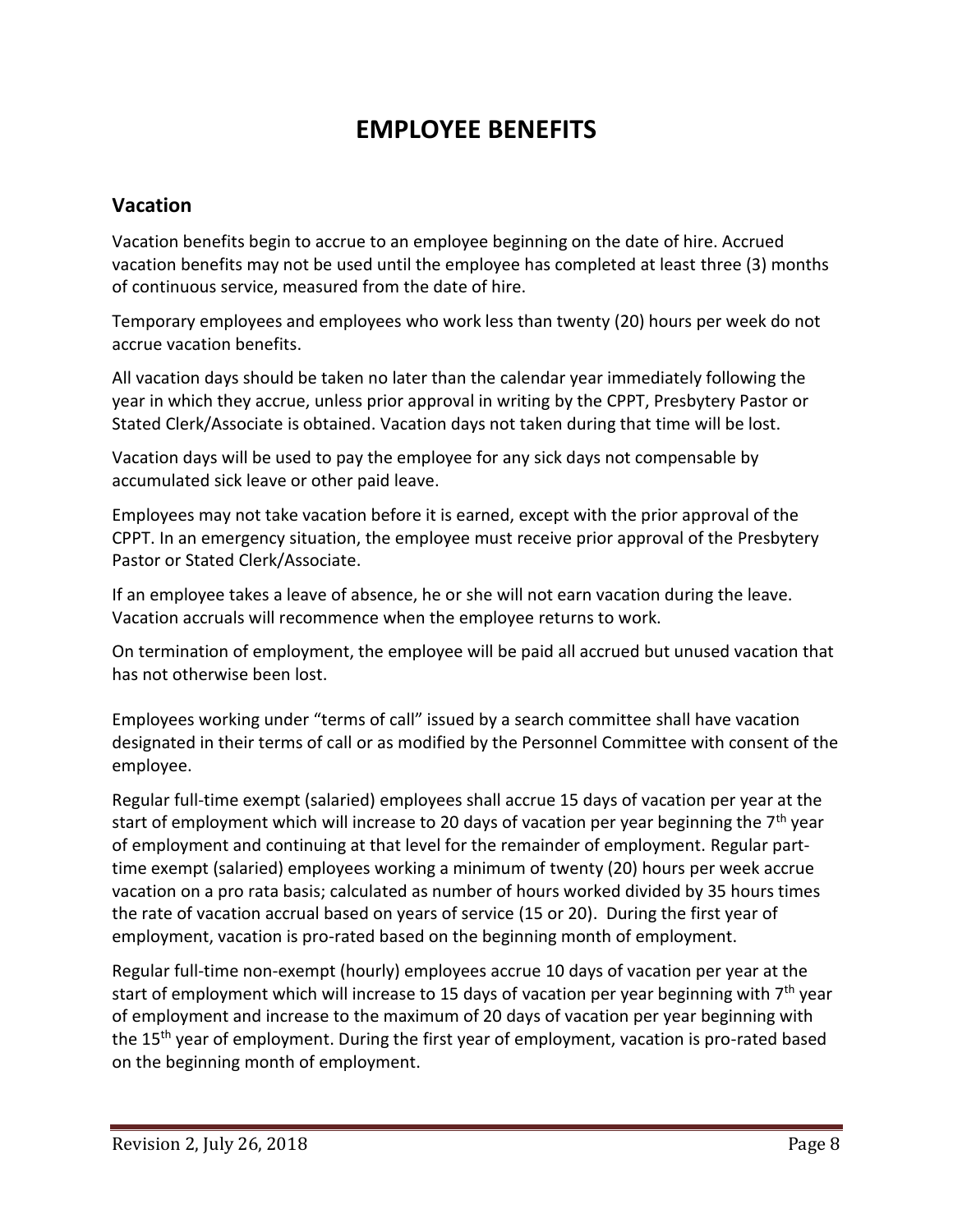# EMPLOYEE BENEFITS

## Vacation

Vacation benefits begin to accrue to an employee beginning on the date of hire. Accrued vacation benefits may not be used until the employee has completed at least three (3) months of continuous service, measured from the date of hire.

Temporary employees and employees who work less than twenty (20) hours per week do not accrue vacation benefits.

All vacation days should be taken no later than the calendar year immediately following the year in which they accrue, unless prior approval in writing by the CPPT, Presbytery Pastor or Stated Clerk/Associate is obtained. Vacation days not taken during that time will be lost.

Vacation days will be used to pay the employee for any sick days not compensable by accumulated sick leave or other paid leave.

Employees may not take vacation before it is earned, except with the prior approval of the CPPT. In an emergency situation, the employee must receive prior approval of the Presbytery Pastor or Stated Clerk/Associate.

If an employee takes a leave of absence, he or she will not earn vacation during the leave. Vacation accruals will recommence when the employee returns to work.

On termination of employment, the employee will be paid all accrued but unused vacation that has not otherwise been lost.

Employees working under "terms of call" issued by a search committee shall have vacation designated in their terms of call or as modified by the Personnel Committee with consent of the employee.

Regular full-time exempt (salaried) employees shall accrue 15 days of vacation per year at the start of employment which will increase to 20 days of vacation per year beginning the 7th year of employment and continuing at that level for the remainder of employment. Regular part-time exempt (salaried) employees working a minimum of twenty (20) hours per week accrue vacation on a pro rata basis; calculated as number of hours worked divided by 35 hours times the rate of vacation accrual based on years of service (15 or 20). During the first year of employment, vacation is pro-rated based on the beginning month of employment.

Regular full-time non-exempt (hourly) employees accrue 10 days of vacation per year at the start of employment which will increase to 15 days of vacation per year beginning with 7th year of employment and increase to the maximum of 20 days of vacation per year beginning with the 15th year of employment. During the first year of employment, vacation is pro-rated based on the beginning month of employment.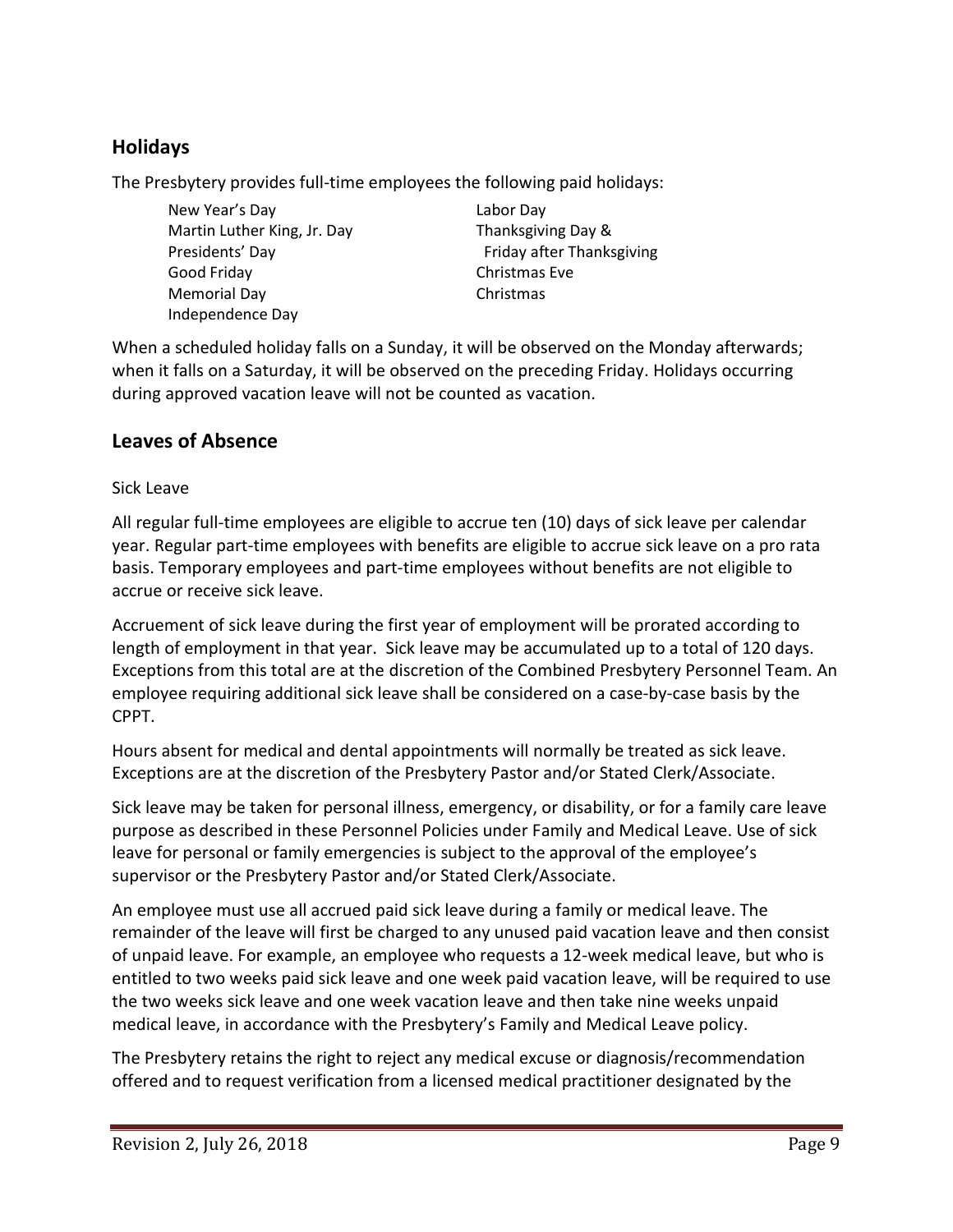## Holidays

The Presbytery provides full-time employees the following paid holidays:

- New Year's Day
- Martin Luther King, Jr. Day
- Presidents' Day
- Good Friday
- Memorial Day
- Independence Day
- Labor Day
- Thanksgiving Day & Friday after Thanksgiving
- Christmas Eve
- Christmas

When a scheduled holiday falls on a Sunday, it will be observed on the Monday afterwards; when it falls on a Saturday, it will be observed on the preceding Friday. Holidays occurring during approved vacation leave will not be counted as vacation.

## Leaves of Absence

Sick Leave

All regular full-time employees are eligible to accrue ten (10) days of sick leave per calendar year. Regular part-time employees with benefits are eligible to accrue sick leave on a pro rata basis. Temporary employees and part-time employees without benefits are not eligible to accrue or receive sick leave.

Accruement of sick leave during the first year of employment will be prorated according to length of employment in that year. Sick leave may be accumulated up to a total of 120 days. Exceptions from this total are at the discretion of the Combined Presbytery Personnel Team. An employee requiring additional sick leave shall be considered on a case-by-case basis by the CPPT.

Hours absent for medical and dental appointments will normally be treated as sick leave. Exceptions are at the discretion of the Presbytery Pastor and/or Stated Clerk/Associate.

Sick leave may be taken for personal illness, emergency, or disability, or for a family care leave purpose as described in these Personnel Policies under Family and Medical Leave. Use of sick leave for personal or family emergencies is subject to the approval of the employee's supervisor or the Presbytery Pastor and/or Stated Clerk/Associate.

An employee must use all accrued paid sick leave during a family or medical leave. The remainder of the leave will first be charged to any unused paid vacation leave and then consist of unpaid leave. For example, an employee who requests a 12-week medical leave, but who is entitled to two weeks paid sick leave and one week paid vacation leave, will be required to use the two weeks sick leave and one week vacation leave and then take nine weeks unpaid medical leave, in accordance with the Presbytery's Family and Medical Leave policy.

The Presbytery retains the right to reject any medical excuse or diagnosis/recommendation offered and to request verification from a licensed medical practitioner designated by the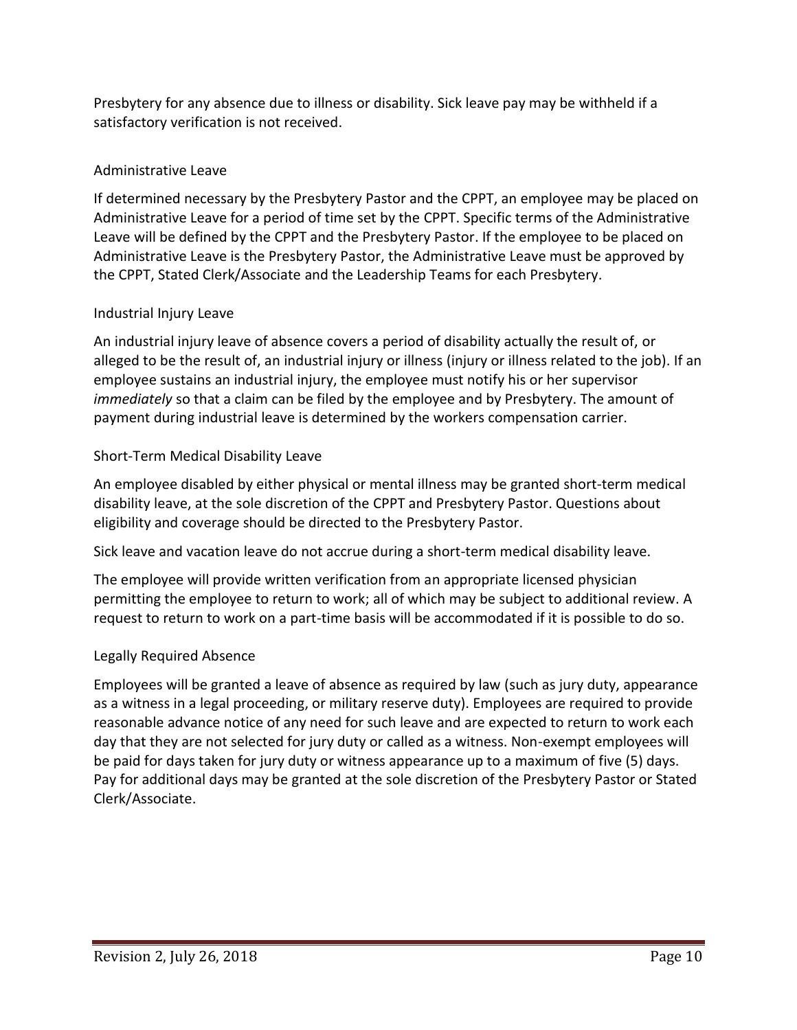Presbytery for any absence due to illness or disability. Sick leave pay may be withheld if a satisfactory verification is not received.

### Administrative Leave

If determined necessary by the Presbytery Pastor and the CPPT, an employee may be placed on Administrative Leave for a period of time set by the CPPT. Specific terms of the Administrative Leave will be defined by the CPPT and the Presbytery Pastor. If the employee to be placed on Administrative Leave is the Presbytery Pastor, the Administrative Leave must be approved by the CPPT, Stated Clerk/Associate and the Leadership Teams for each Presbytery.

### Industrial Injury Leave

An industrial injury leave of absence covers a period of disability actually the result of, or alleged to be the result of, an industrial injury or illness (injury or illness related to the job). If an employee sustains an industrial injury, the employee must notify his or her supervisor *immediately* so that a claim can be filed by the employee and by Presbytery. The amount of payment during industrial leave is determined by the workers compensation carrier.

### Short-Term Medical Disability Leave

An employee disabled by either physical or mental illness may be granted short-term medical disability leave, at the sole discretion of the CPPT and Presbytery Pastor. Questions about eligibility and coverage should be directed to the Presbytery Pastor.

Sick leave and vacation leave do not accrue during a short-term medical disability leave.

The employee will provide written verification from an appropriate licensed physician permitting the employee to return to work; all of which may be subject to additional review. A request to return to work on a part-time basis will be accommodated if it is possible to do so.

### Legally Required Absence

Employees will be granted a leave of absence as required by law (such as jury duty, appearance as a witness in a legal proceeding, or military reserve duty). Employees are required to provide reasonable advance notice of any need for such leave and are expected to return to work each day that they are not selected for jury duty or called as a witness. Non-exempt employees will be paid for days taken for jury duty or witness appearance up to a maximum of five (5) days. Pay for additional days may be granted at the sole discretion of the Presbytery Pastor or Stated Clerk/Associate.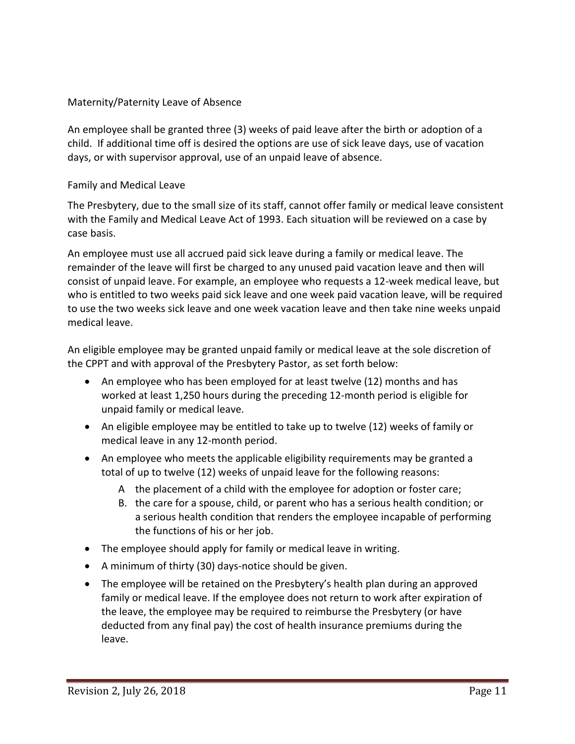## Maternity/Paternity Leave of Absence

An employee shall be granted three (3) weeks of paid leave after the birth or adoption of a child. If additional time off is desired the options are use of sick leave days, use of vacation days, or with supervisor approval, use of an unpaid leave of absence.

## Family and Medical Leave

The Presbytery, due to the small size of its staff, cannot offer family or medical leave consistent with the Family and Medical Leave Act of 1993. Each situation will be reviewed on a case by case basis.

An employee must use all accrued paid sick leave during a family or medical leave. The remainder of the leave will first be charged to any unused paid vacation leave and then will consist of unpaid leave. For example, an employee who requests a 12-week medical leave, but who is entitled to two weeks paid sick leave and one week paid vacation leave, will be required to use the two weeks sick leave and one week vacation leave and then take nine weeks unpaid medical leave.

An eligible employee may be granted unpaid family or medical leave at the sole discretion of the CPPT and with approval of the Presbytery Pastor, as set forth below:

- An employee who has been employed for at least twelve (12) months and has worked at least 1,250 hours during the preceding 12-month period is eligible for unpaid family or medical leave.
- An eligible employee may be entitled to take up to twelve (12) weeks of family or medical leave in any 12-month period.
- An employee who meets the applicable eligibility requirements may be granted a total of up to twelve (12) weeks of unpaid leave for the following reasons:
  - A the placement of a child with the employee for adoption or foster care;
  - B. the care for a spouse, child, or parent who has a serious health condition; or a serious health condition that renders the employee incapable of performing the functions of his or her job.
- The employee should apply for family or medical leave in writing.
- A minimum of thirty (30) days-notice should be given.
- The employee will be retained on the Presbytery's health plan during an approved family or medical leave. If the employee does not return to work after expiration of the leave, the employee may be required to reimburse the Presbytery (or have deducted from any final pay) the cost of health insurance premiums during the leave.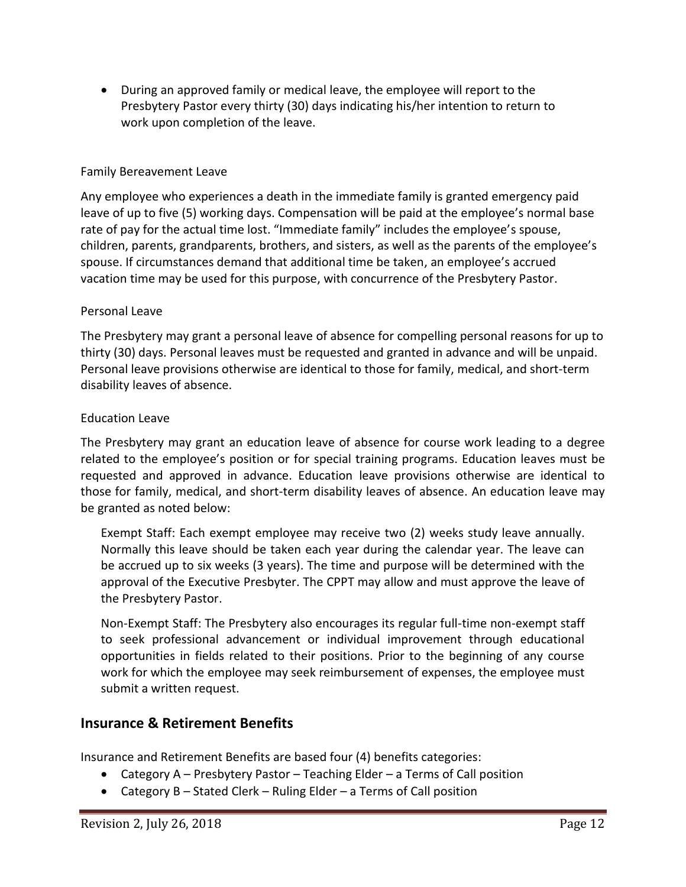- During an approved family or medical leave, the employee will report to the Presbytery Pastor every thirty (30) days indicating his/her intention to return to work upon completion of the leave.

### Family Bereavement Leave

Any employee who experiences a death in the immediate family is granted emergency paid leave of up to five (5) working days. Compensation will be paid at the employee's normal base rate of pay for the actual time lost. "Immediate family" includes the employee's spouse, children, parents, grandparents, brothers, and sisters, as well as the parents of the employee's spouse. If circumstances demand that additional time be taken, an employee's accrued vacation time may be used for this purpose, with concurrence of the Presbytery Pastor.

### Personal Leave

The Presbytery may grant a personal leave of absence for compelling personal reasons for up to thirty (30) days. Personal leaves must be requested and granted in advance and will be unpaid. Personal leave provisions otherwise are identical to those for family, medical, and short-term disability leaves of absence.

### Education Leave

The Presbytery may grant an education leave of absence for course work leading to a degree related to the employee's position or for special training programs. Education leaves must be requested and approved in advance. Education leave provisions otherwise are identical to those for family, medical, and short-term disability leaves of absence. An education leave may be granted as noted below:

> Exempt Staff: Each exempt employee may receive two (2) weeks study leave annually. Normally this leave should be taken each year during the calendar year. The leave can be accrued up to six weeks (3 years). The time and purpose will be determined with the approval of the Executive Presbyter. The CPPT may allow and must approve the leave of the Presbytery Pastor.
>
> Non-Exempt Staff: The Presbytery also encourages its regular full-time non-exempt staff to seek professional advancement or individual improvement through educational opportunities in fields related to their positions. Prior to the beginning of any course work for which the employee may seek reimbursement of expenses, the employee must submit a written request.

## Insurance & Retirement Benefits

Insurance and Retirement Benefits are based four (4) benefits categories:

- Category A – Presbytery Pastor – Teaching Elder – a Terms of Call position
- Category B – Stated Clerk – Ruling Elder – a Terms of Call position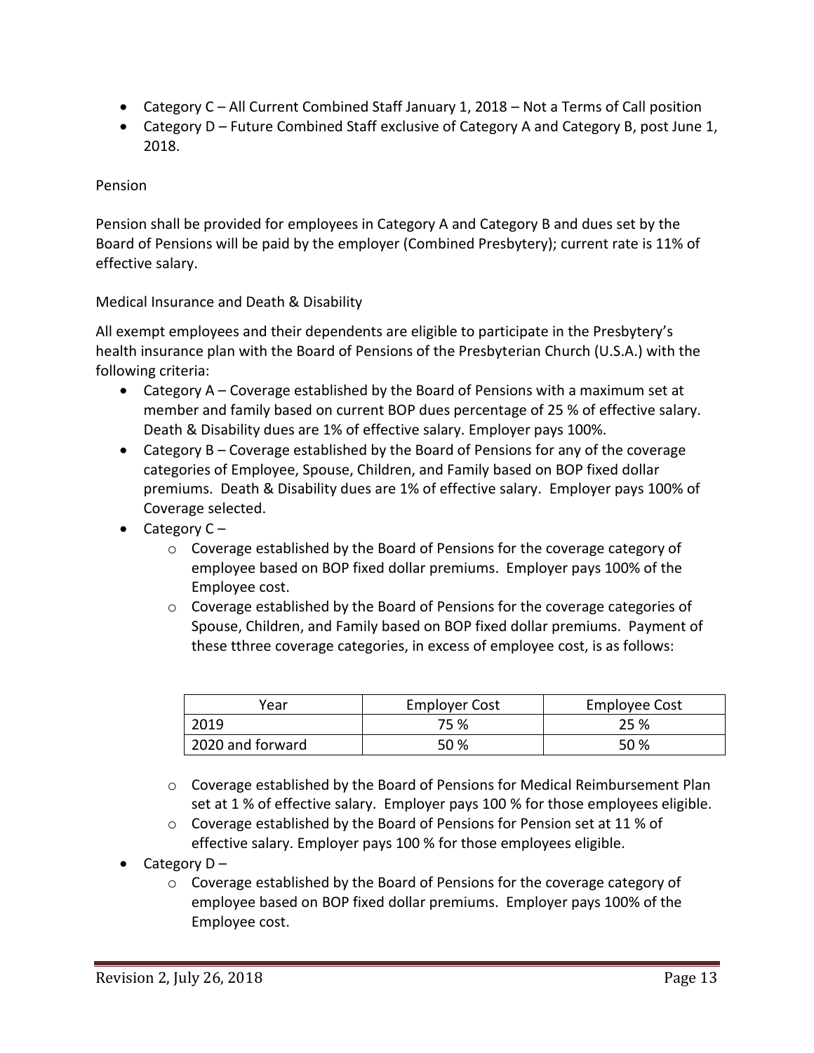- Category C – All Current Combined Staff January 1, 2018 – Not a Terms of Call position
- Category D – Future Combined Staff exclusive of Category A and Category B, post June 1, 2018.

Pension

Pension shall be provided for employees in Category A and Category B and dues set by the Board of Pensions will be paid by the employer (Combined Presbytery); current rate is 11% of effective salary.

Medical Insurance and Death & Disability

All exempt employees and their dependents are eligible to participate in the Presbytery's health insurance plan with the Board of Pensions of the Presbyterian Church (U.S.A.) with the following criteria:

- Category A – Coverage established by the Board of Pensions with a maximum set at member and family based on current BOP dues percentage of 25 % of effective salary. Death & Disability dues are 1% of effective salary. Employer pays 100%.
- Category B – Coverage established by the Board of Pensions for any of the coverage categories of Employee, Spouse, Children, and Family based on BOP fixed dollar premiums. Death & Disability dues are 1% of effective salary. Employer pays 100% of Coverage selected.
- Category C –
  - Coverage established by the Board of Pensions for the coverage category of employee based on BOP fixed dollar premiums. Employer pays 100% of the Employee cost.
  - Coverage established by the Board of Pensions for the coverage categories of Spouse, Children, and Family based on BOP fixed dollar premiums. Payment of these tthree coverage categories, in excess of employee cost, is as follows:

| Year | Employer Cost | Employee Cost |
|---|---|---|
| 2019 | 75 % | 25 % |
| 2020 and forward | 50 % | 50 % |

  - Coverage established by the Board of Pensions for Medical Reimbursement Plan set at 1 % of effective salary. Employer pays 100 % for those employees eligible.
  - Coverage established by the Board of Pensions for Pension set at 11 % of effective salary. Employer pays 100 % for those employees eligible.
- Category D –
  - Coverage established by the Board of Pensions for the coverage category of employee based on BOP fixed dollar premiums. Employer pays 100% of the Employee cost.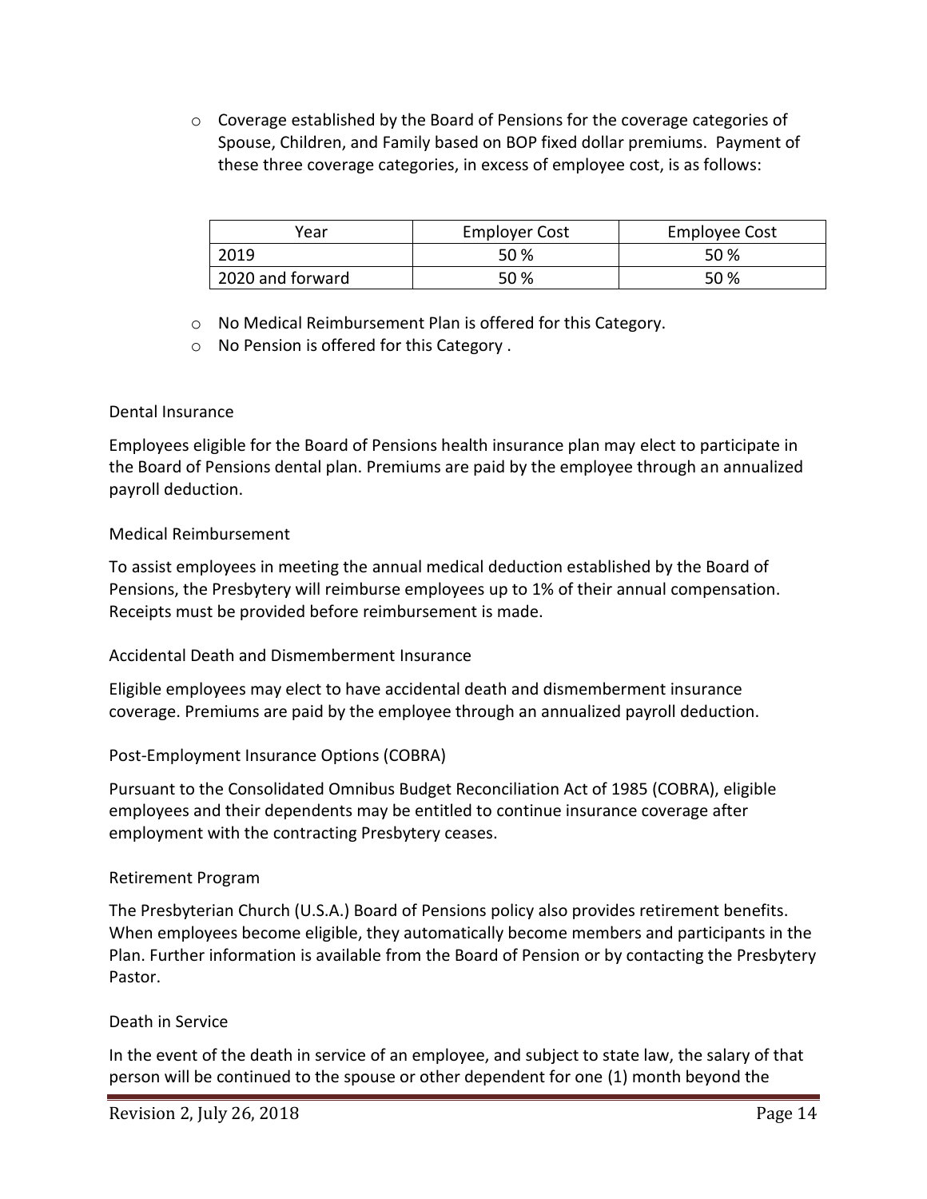- Coverage established by the Board of Pensions for the coverage categories of Spouse, Children, and Family based on BOP fixed dollar premiums. Payment of these three coverage categories, in excess of employee cost, is as follows:

| Year | Employer Cost | Employee Cost |
|---|---|---|
| 2019 | 50 % | 50 % |
| 2020 and forward | 50 % | 50 % |

- No Medical Reimbursement Plan is offered for this Category.
- No Pension is offered for this Category .

### Dental Insurance

Employees eligible for the Board of Pensions health insurance plan may elect to participate in the Board of Pensions dental plan. Premiums are paid by the employee through an annualized payroll deduction.

### Medical Reimbursement

To assist employees in meeting the annual medical deduction established by the Board of Pensions, the Presbytery will reimburse employees up to 1% of their annual compensation. Receipts must be provided before reimbursement is made.

### Accidental Death and Dismemberment Insurance

Eligible employees may elect to have accidental death and dismemberment insurance coverage. Premiums are paid by the employee through an annualized payroll deduction.

### Post-Employment Insurance Options (COBRA)

Pursuant to the Consolidated Omnibus Budget Reconciliation Act of 1985 (COBRA), eligible employees and their dependents may be entitled to continue insurance coverage after employment with the contracting Presbytery ceases.

### Retirement Program

The Presbyterian Church (U.S.A.) Board of Pensions policy also provides retirement benefits. When employees become eligible, they automatically become members and participants in the Plan. Further information is available from the Board of Pension or by contacting the Presbytery Pastor.

### Death in Service

In the event of the death in service of an employee, and subject to state law, the salary of that person will be continued to the spouse or other dependent for one (1) month beyond the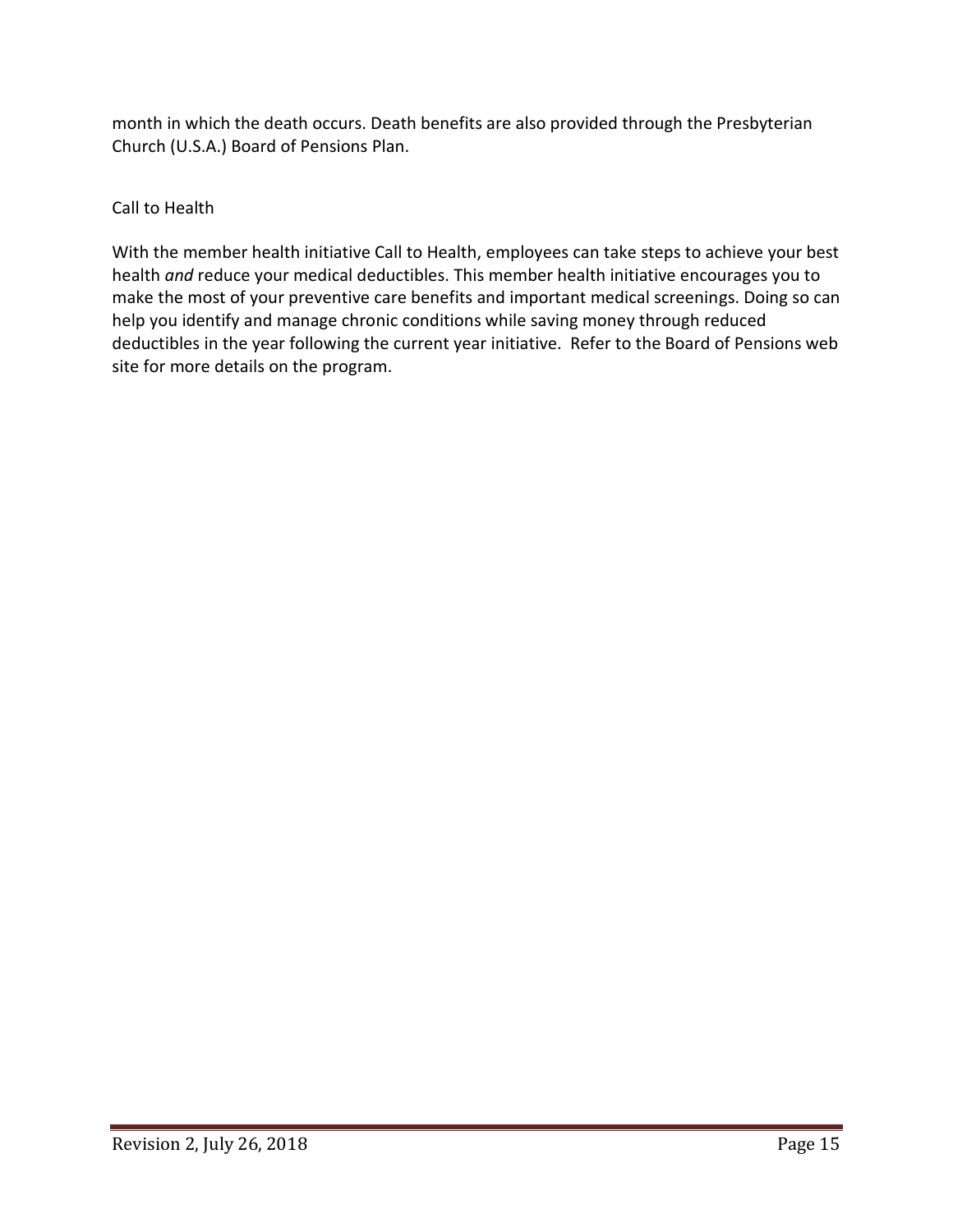month in which the death occurs. Death benefits are also provided through the Presbyterian Church (U.S.A.) Board of Pensions Plan.

Call to Health

With the member health initiative Call to Health, employees can take steps to achieve your best health *and* reduce your medical deductibles. This member health initiative encourages you to make the most of your preventive care benefits and important medical screenings. Doing so can help you identify and manage chronic conditions while saving money through reduced deductibles in the year following the current year initiative. Refer to the Board of Pensions web site for more details on the program.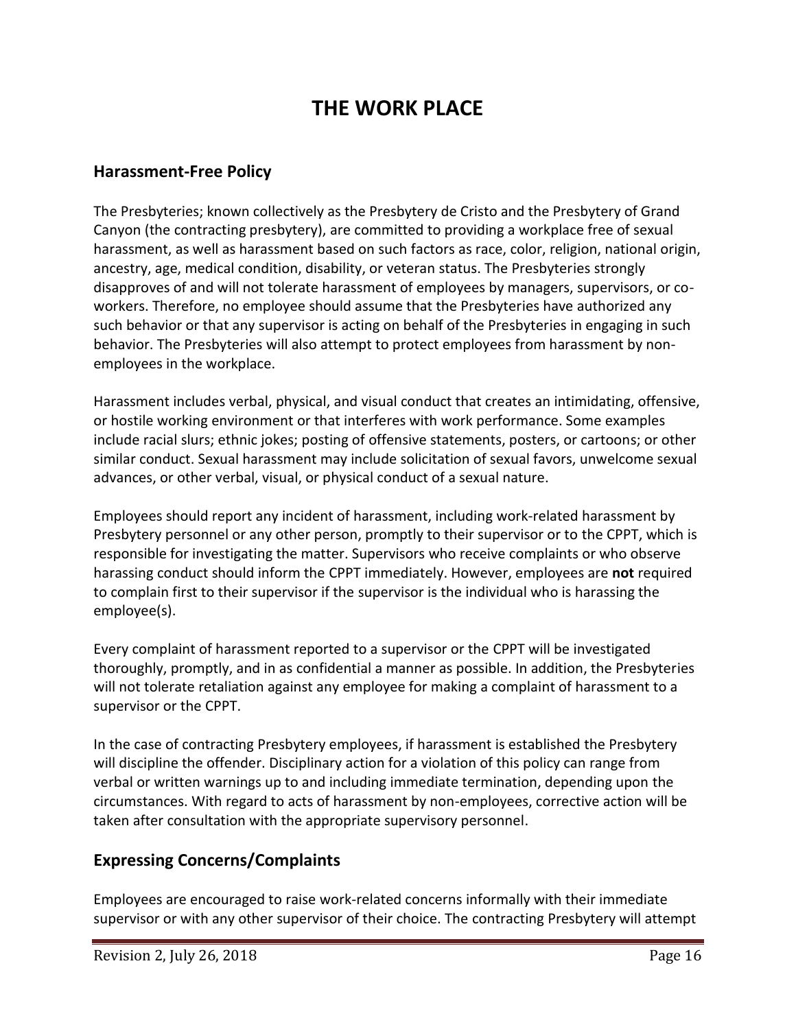# THE WORK PLACE

## Harassment-Free Policy

The Presbyteries; known collectively as the Presbytery de Cristo and the Presbytery of Grand Canyon (the contracting presbytery), are committed to providing a workplace free of sexual harassment, as well as harassment based on such factors as race, color, religion, national origin, ancestry, age, medical condition, disability, or veteran status. The Presbyteries strongly disapproves of and will not tolerate harassment of employees by managers, supervisors, or co-workers. Therefore, no employee should assume that the Presbyteries have authorized any such behavior or that any supervisor is acting on behalf of the Presbyteries in engaging in such behavior. The Presbyteries will also attempt to protect employees from harassment by non-employees in the workplace.

Harassment includes verbal, physical, and visual conduct that creates an intimidating, offensive, or hostile working environment or that interferes with work performance. Some examples include racial slurs; ethnic jokes; posting of offensive statements, posters, or cartoons; or other similar conduct. Sexual harassment may include solicitation of sexual favors, unwelcome sexual advances, or other verbal, visual, or physical conduct of a sexual nature.

Employees should report any incident of harassment, including work-related harassment by Presbytery personnel or any other person, promptly to their supervisor or to the CPPT, which is responsible for investigating the matter. Supervisors who receive complaints or who observe harassing conduct should inform the CPPT immediately. However, employees are **not** required to complain first to their supervisor if the supervisor is the individual who is harassing the employee(s).

Every complaint of harassment reported to a supervisor or the CPPT will be investigated thoroughly, promptly, and in as confidential a manner as possible. In addition, the Presbyteries will not tolerate retaliation against any employee for making a complaint of harassment to a supervisor or the CPPT.

In the case of contracting Presbytery employees, if harassment is established the Presbytery will discipline the offender. Disciplinary action for a violation of this policy can range from verbal or written warnings up to and including immediate termination, depending upon the circumstances. With regard to acts of harassment by non-employees, corrective action will be taken after consultation with the appropriate supervisory personnel.

## Expressing Concerns/Complaints

Employees are encouraged to raise work-related concerns informally with their immediate supervisor or with any other supervisor of their choice. The contracting Presbytery will attempt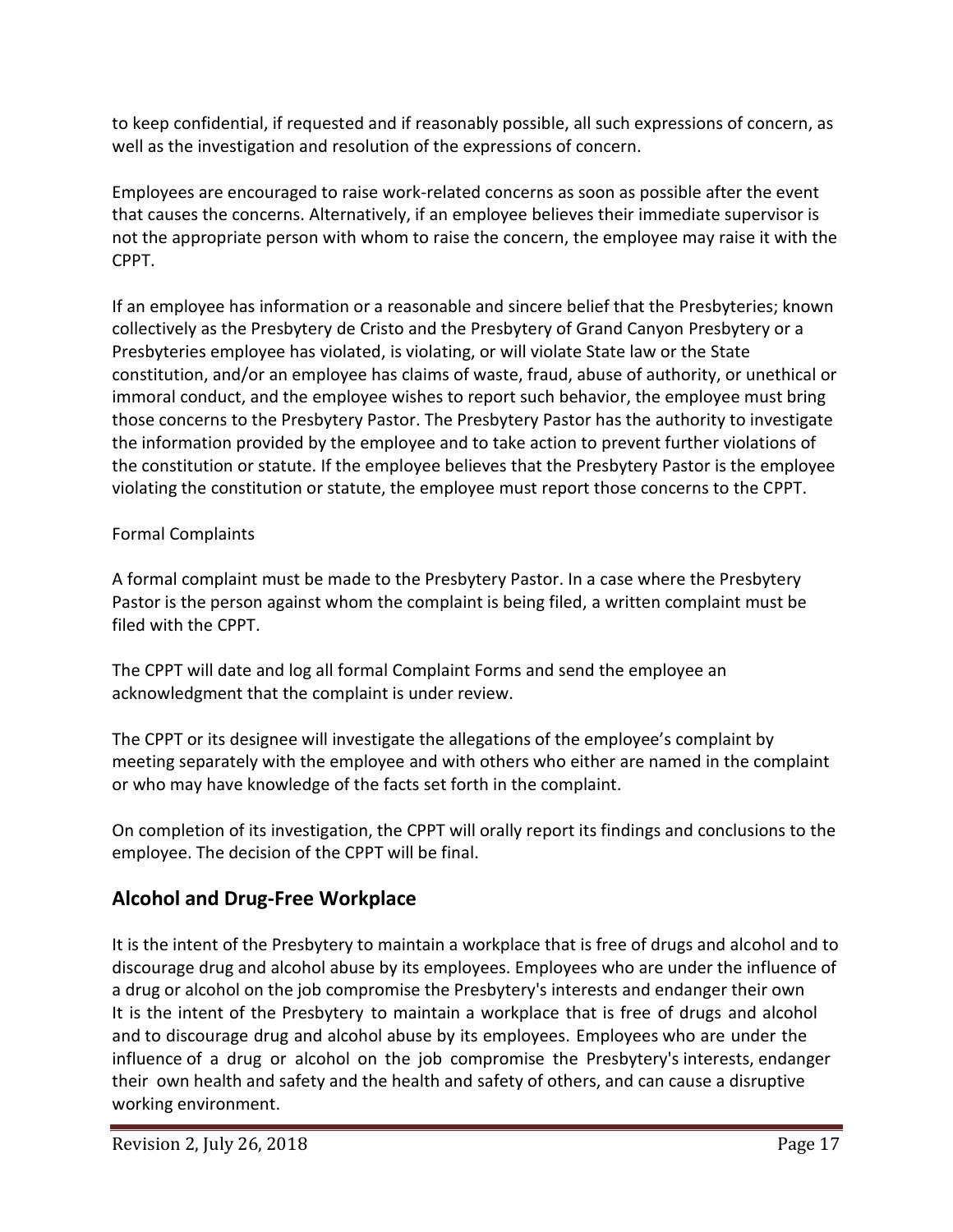to keep confidential, if requested and if reasonably possible, all such expressions of concern, as well as the investigation and resolution of the expressions of concern.

Employees are encouraged to raise work-related concerns as soon as possible after the event that causes the concerns. Alternatively, if an employee believes their immediate supervisor is not the appropriate person with whom to raise the concern, the employee may raise it with the CPPT.

If an employee has information or a reasonable and sincere belief that the Presbyteries; known collectively as the Presbytery de Cristo and the Presbytery of Grand Canyon Presbytery or a Presbyteries employee has violated, is violating, or will violate State law or the State constitution, and/or an employee has claims of waste, fraud, abuse of authority, or unethical or immoral conduct, and the employee wishes to report such behavior, the employee must bring those concerns to the Presbytery Pastor. The Presbytery Pastor has the authority to investigate the information provided by the employee and to take action to prevent further violations of the constitution or statute. If the employee believes that the Presbytery Pastor is the employee violating the constitution or statute, the employee must report those concerns to the CPPT.

Formal Complaints

A formal complaint must be made to the Presbytery Pastor. In a case where the Presbytery Pastor is the person against whom the complaint is being filed, a written complaint must be filed with the CPPT.

The CPPT will date and log all formal Complaint Forms and send the employee an acknowledgment that the complaint is under review.

The CPPT or its designee will investigate the allegations of the employee's complaint by meeting separately with the employee and with others who either are named in the complaint or who may have knowledge of the facts set forth in the complaint.

On completion of its investigation, the CPPT will orally report its findings and conclusions to the employee. The decision of the CPPT will be final.

## Alcohol and Drug-Free Workplace

It is the intent of the Presbytery to maintain a workplace that is free of drugs and alcohol and to discourage drug and alcohol abuse by its employees. Employees who are under the influence of a drug or alcohol on the job compromise the Presbytery's interests and endanger their own
It is the intent of the Presbytery to maintain a workplace that is free of drugs and alcohol and to discourage drug and alcohol abuse by its employees. Employees who are under the influence of a drug or alcohol on the job compromise the Presbytery's interests, endanger their own health and safety and the health and safety of others, and can cause a disruptive working environment.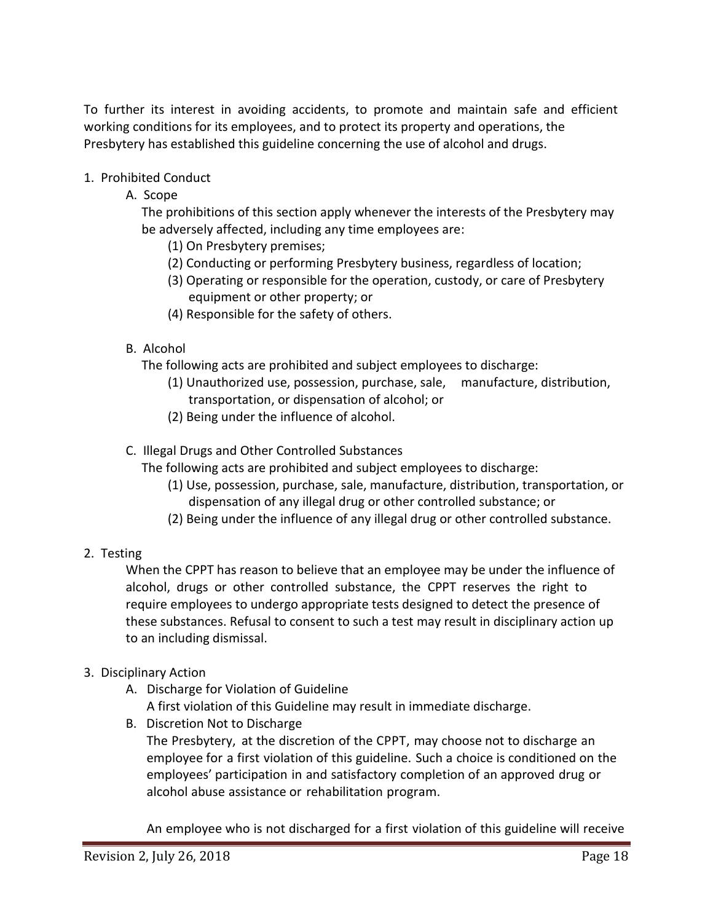To further its interest in avoiding accidents, to promote and maintain safe and efficient working conditions for its employees, and to protect its property and operations, the Presbytery has established this guideline concerning the use of alcohol and drugs.

1. Prohibited Conduct
   A. Scope
      The prohibitions of this section apply whenever the interests of the Presbytery may be adversely affected, including any time employees are:
      (1) On Presbytery premises;
      (2) Conducting or performing Presbytery business, regardless of location;
      (3) Operating or responsible for the operation, custody, or care of Presbytery equipment or other property; or
      (4) Responsible for the safety of others.

   B. Alcohol
      The following acts are prohibited and subject employees to discharge:
      (1) Unauthorized use, possession, purchase, sale, manufacture, distribution, transportation, or dispensation of alcohol; or
      (2) Being under the influence of alcohol.

   C. Illegal Drugs and Other Controlled Substances
      The following acts are prohibited and subject employees to discharge:
      (1) Use, possession, purchase, sale, manufacture, distribution, transportation, or dispensation of any illegal drug or other controlled substance; or
      (2) Being under the influence of any illegal drug or other controlled substance.

2. Testing
   When the CPPT has reason to believe that an employee may be under the influence of alcohol, drugs or other controlled substance, the CPPT reserves the right to require employees to undergo appropriate tests designed to detect the presence of these substances. Refusal to consent to such a test may result in disciplinary action up to an including dismissal.

3. Disciplinary Action
   A. Discharge for Violation of Guideline
      A first violation of this Guideline may result in immediate discharge.
   B. Discretion Not to Discharge
      The Presbytery, at the discretion of the CPPT, may choose not to discharge an employee for a first violation of this guideline. Such a choice is conditioned on the employees' participation in and satisfactory completion of an approved drug or alcohol abuse assistance or rehabilitation program.

      An employee who is not discharged for a first violation of this guideline will receive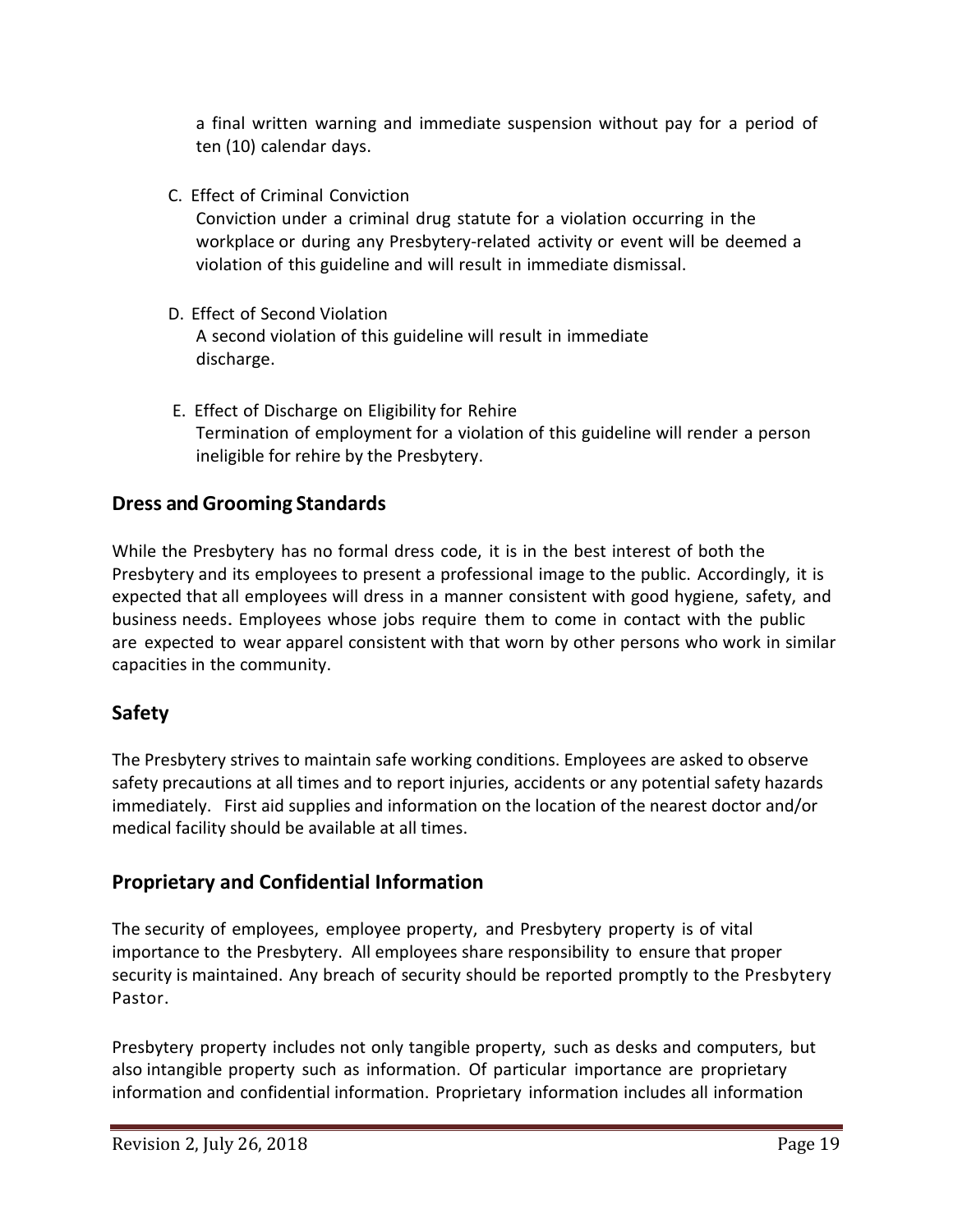a final written warning and immediate suspension without pay for a period of ten (10) calendar days.

C. Effect of Criminal Conviction
   Conviction under a criminal drug statute for a violation occurring in the workplace or during any Presbytery-related activity or event will be deemed a violation of this guideline and will result in immediate dismissal.

D. Effect of Second Violation
   A second violation of this guideline will result in immediate discharge.

E. Effect of Discharge on Eligibility for Rehire
   Termination of employment for a violation of this guideline will render a person ineligible for rehire by the Presbytery.

## Dress and Grooming Standards

While the Presbytery has no formal dress code, it is in the best interest of both the Presbytery and its employees to present a professional image to the public. Accordingly, it is expected that all employees will dress in a manner consistent with good hygiene, safety, and business needs. Employees whose jobs require them to come in contact with the public are expected to wear apparel consistent with that worn by other persons who work in similar capacities in the community.

## Safety

The Presbytery strives to maintain safe working conditions. Employees are asked to observe safety precautions at all times and to report injuries, accidents or any potential safety hazards immediately. First aid supplies and information on the location of the nearest doctor and/or medical facility should be available at all times.

## Proprietary and Confidential Information

The security of employees, employee property, and Presbytery property is of vital importance to the Presbytery. All employees share responsibility to ensure that proper security is maintained. Any breach of security should be reported promptly to the Presbytery Pastor.

Presbytery property includes not only tangible property, such as desks and computers, but also intangible property such as information. Of particular importance are proprietary information and confidential information. Proprietary information includes all information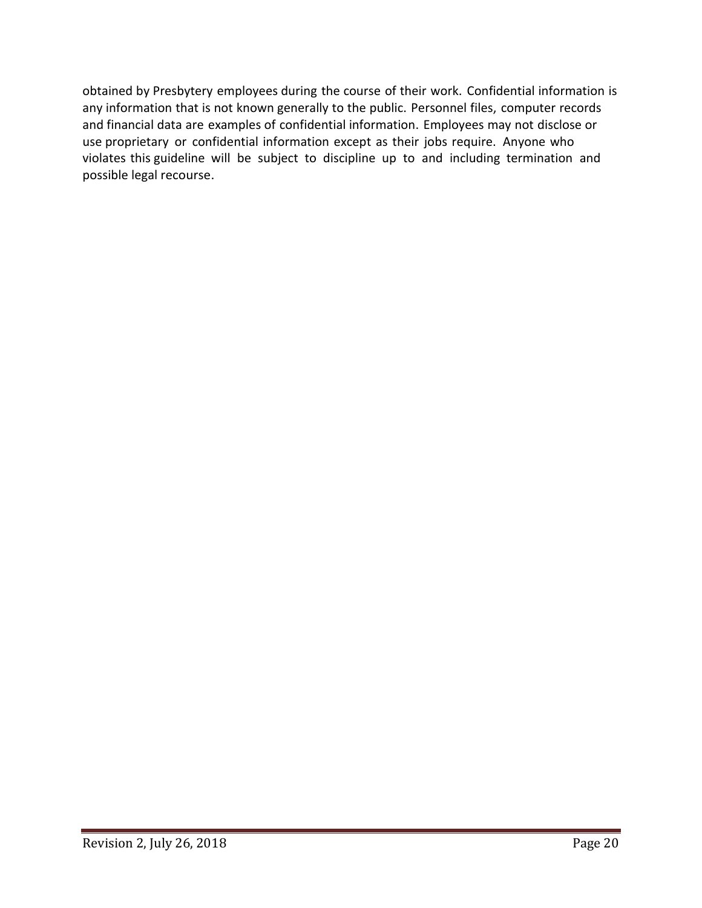obtained by Presbytery employees during the course of their work. Confidential information is any information that is not known generally to the public. Personnel files, computer records and financial data are examples of confidential information. Employees may not disclose or use proprietary or confidential information except as their jobs require. Anyone who violates this guideline will be subject to discipline up to and including termination and possible legal recourse.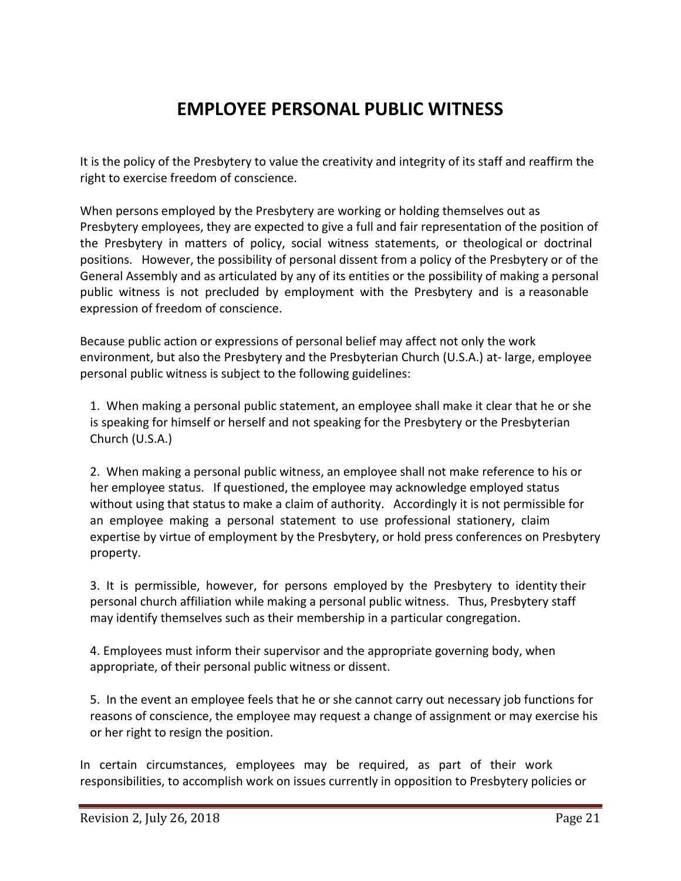# EMPLOYEE PERSONAL PUBLIC WITNESS

It is the policy of the Presbytery to value the creativity and integrity of its staff and reaffirm the right to exercise freedom of conscience.

When persons employed by the Presbytery are working or holding themselves out as Presbytery employees, they are expected to give a full and fair representation of the position of the Presbytery in matters of policy, social witness statements, or theological or doctrinal positions. However, the possibility of personal dissent from a policy of the Presbytery or of the General Assembly and as articulated by any of its entities or the possibility of making a personal public witness is not precluded by employment with the Presbytery and is a reasonable expression of freedom of conscience.

Because public action or expressions of personal belief may affect not only the work environment, but also the Presbytery and the Presbyterian Church (U.S.A.) at- large, employee personal public witness is subject to the following guidelines:

1. When making a personal public statement, an employee shall make it clear that he or she is speaking for himself or herself and not speaking for the Presbytery or the Presbyterian Church (U.S.A.)

2. When making a personal public witness, an employee shall not make reference to his or her employee status. If questioned, the employee may acknowledge employed status without using that status to make a claim of authority. Accordingly it is not permissible for an employee making a personal statement to use professional stationery, claim expertise by virtue of employment by the Presbytery, or hold press conferences on Presbytery property.

3. It is permissible, however, for persons employed by the Presbytery to identity their personal church affiliation while making a personal public witness. Thus, Presbytery staff may identify themselves such as their membership in a particular congregation.

4. Employees must inform their supervisor and the appropriate governing body, when appropriate, of their personal public witness or dissent.

5. In the event an employee feels that he or she cannot carry out necessary job functions for reasons of conscience, the employee may request a change of assignment or may exercise his or her right to resign the position.

In certain circumstances, employees may be required, as part of their work responsibilities, to accomplish work on issues currently in opposition to Presbytery policies or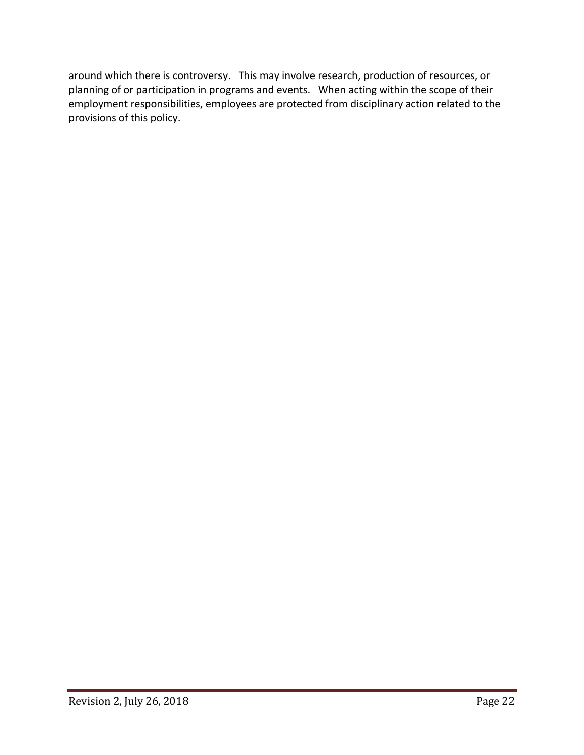around which there is controversy. This may involve research, production of resources, or planning of or participation in programs and events. When acting within the scope of their employment responsibilities, employees are protected from disciplinary action related to the provisions of this policy.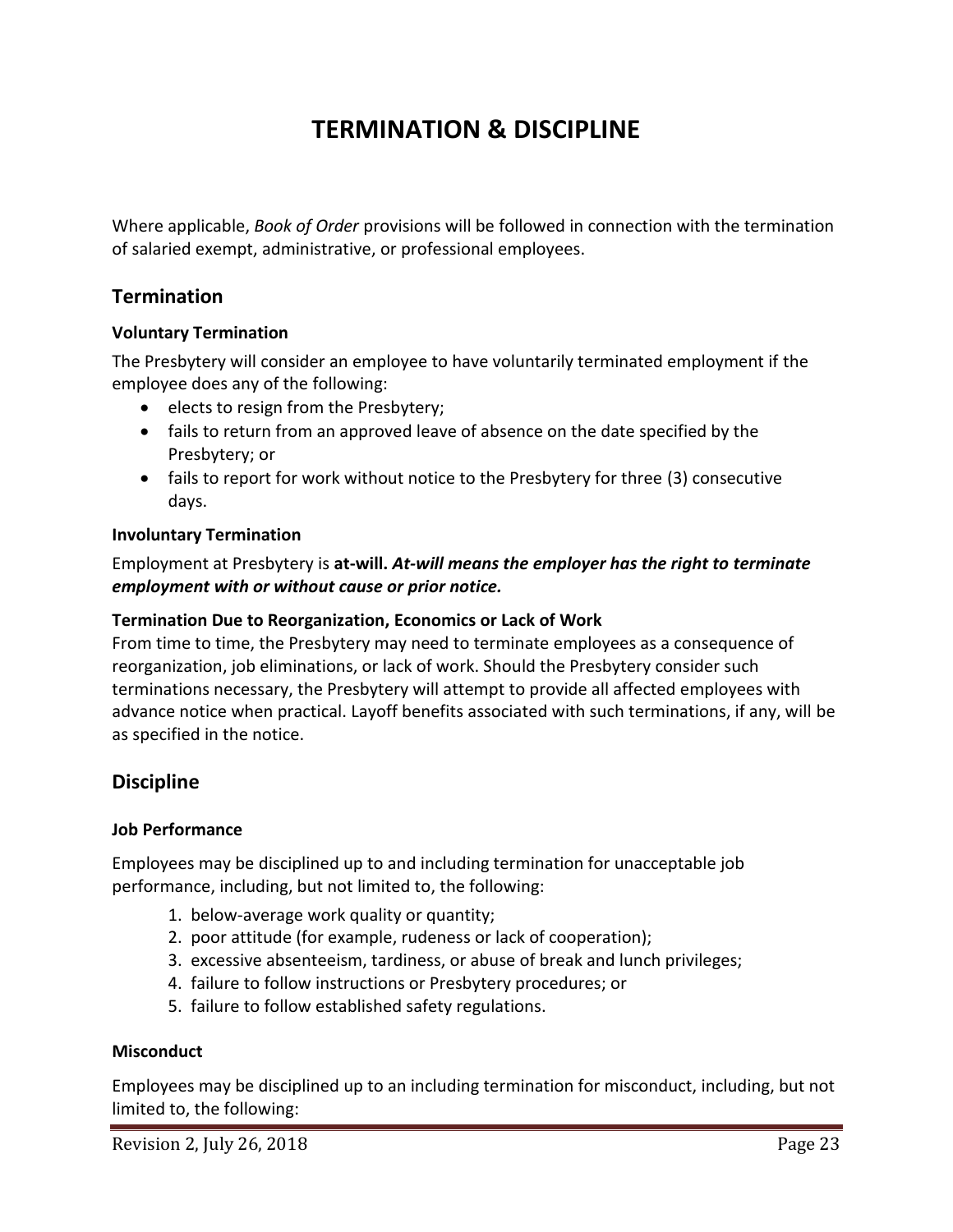# TERMINATION & DISCIPLINE

Where applicable, *Book of Order* provisions will be followed in connection with the termination of salaried exempt, administrative, or professional employees.

## Termination

### Voluntary Termination

The Presbytery will consider an employee to have voluntarily terminated employment if the employee does any of the following:

- elects to resign from the Presbytery;
- fails to return from an approved leave of absence on the date specified by the Presbytery; or
- fails to report for work without notice to the Presbytery for three (3) consecutive days.

### Involuntary Termination

Employment at Presbytery is **at-will.** ***At-will means the employer has the right to terminate employment with or without cause or prior notice.***

### Termination Due to Reorganization, Economics or Lack of Work

From time to time, the Presbytery may need to terminate employees as a consequence of reorganization, job eliminations, or lack of work. Should the Presbytery consider such terminations necessary, the Presbytery will attempt to provide all affected employees with advance notice when practical. Layoff benefits associated with such terminations, if any, will be as specified in the notice.

## Discipline

### Job Performance

Employees may be disciplined up to and including termination for unacceptable job performance, including, but not limited to, the following:

1. below-average work quality or quantity;
2. poor attitude (for example, rudeness or lack of cooperation);
3. excessive absenteeism, tardiness, or abuse of break and lunch privileges;
4. failure to follow instructions or Presbytery procedures; or
5. failure to follow established safety regulations.

### Misconduct

Employees may be disciplined up to an including termination for misconduct, including, but not limited to, the following: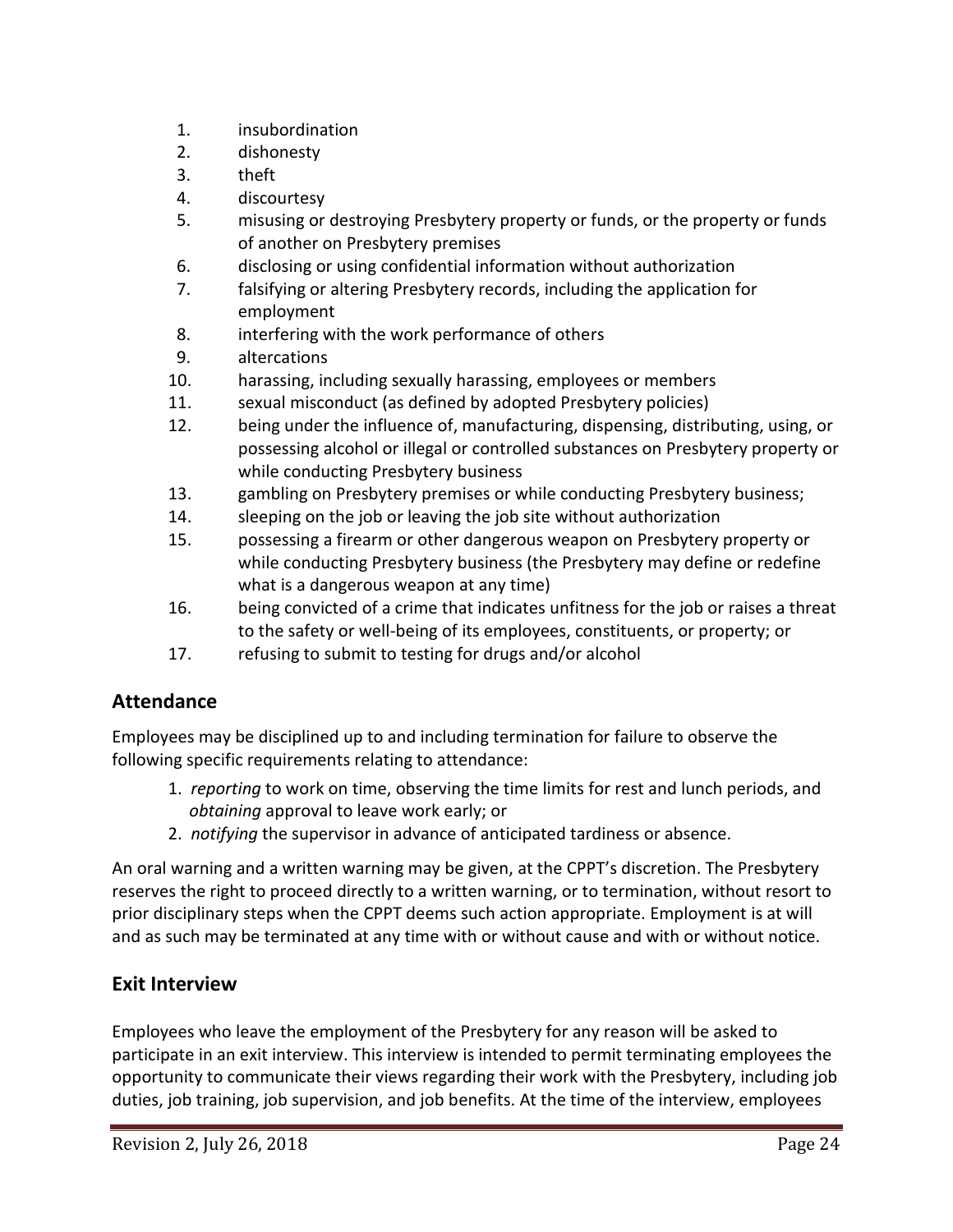1. insubordination
2. dishonesty
3. theft
4. discourtesy
5. misusing or destroying Presbytery property or funds, or the property or funds of another on Presbytery premises
6. disclosing or using confidential information without authorization
7. falsifying or altering Presbytery records, including the application for employment
8. interfering with the work performance of others
9. altercations
10. harassing, including sexually harassing, employees or members
11. sexual misconduct (as defined by adopted Presbytery policies)
12. being under the influence of, manufacturing, dispensing, distributing, using, or possessing alcohol or illegal or controlled substances on Presbytery property or while conducting Presbytery business
13. gambling on Presbytery premises or while conducting Presbytery business;
14. sleeping on the job or leaving the job site without authorization
15. possessing a firearm or other dangerous weapon on Presbytery property or while conducting Presbytery business (the Presbytery may define or redefine what is a dangerous weapon at any time)
16. being convicted of a crime that indicates unfitness for the job or raises a threat to the safety or well-being of its employees, constituents, or property; or
17. refusing to submit to testing for drugs and/or alcohol

## Attendance

Employees may be disciplined up to and including termination for failure to observe the following specific requirements relating to attendance:

1. *reporting* to work on time, observing the time limits for rest and lunch periods, and *obtaining* approval to leave work early; or
2. *notifying* the supervisor in advance of anticipated tardiness or absence.

An oral warning and a written warning may be given, at the CPPT's discretion. The Presbytery reserves the right to proceed directly to a written warning, or to termination, without resort to prior disciplinary steps when the CPPT deems such action appropriate. Employment is at will and as such may be terminated at any time with or without cause and with or without notice.

## Exit Interview

Employees who leave the employment of the Presbytery for any reason will be asked to participate in an exit interview. This interview is intended to permit terminating employees the opportunity to communicate their views regarding their work with the Presbytery, including job duties, job training, job supervision, and job benefits. At the time of the interview, employees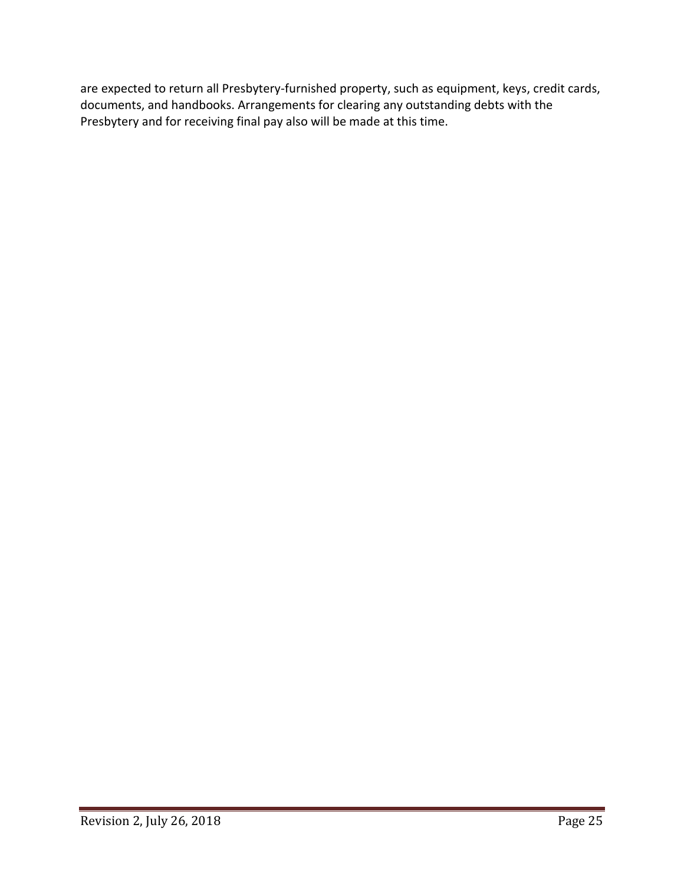are expected to return all Presbytery-furnished property, such as equipment, keys, credit cards, documents, and handbooks. Arrangements for clearing any outstanding debts with the Presbytery and for receiving final pay also will be made at this time.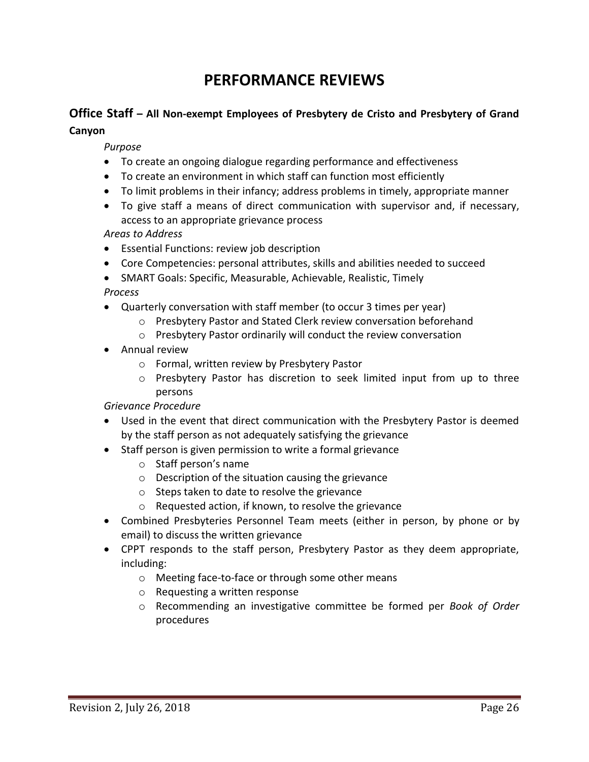# PERFORMANCE REVIEWS

## Office Staff – All Non-exempt Employees of Presbytery de Cristo and Presbytery of Grand Canyon

*Purpose*

- To create an ongoing dialogue regarding performance and effectiveness
- To create an environment in which staff can function most efficiently
- To limit problems in their infancy; address problems in timely, appropriate manner
- To give staff a means of direct communication with supervisor and, if necessary, access to an appropriate grievance process

*Areas to Address*

- Essential Functions: review job description
- Core Competencies: personal attributes, skills and abilities needed to succeed
- SMART Goals: Specific, Measurable, Achievable, Realistic, Timely

*Process*

- Quarterly conversation with staff member (to occur 3 times per year)
  - Presbytery Pastor and Stated Clerk review conversation beforehand
  - Presbytery Pastor ordinarily will conduct the review conversation
- Annual review
  - Formal, written review by Presbytery Pastor
  - Presbytery Pastor has discretion to seek limited input from up to three persons

*Grievance Procedure*

- Used in the event that direct communication with the Presbytery Pastor is deemed by the staff person as not adequately satisfying the grievance
- Staff person is given permission to write a formal grievance
  - Staff person's name
  - Description of the situation causing the grievance
  - Steps taken to date to resolve the grievance
  - Requested action, if known, to resolve the grievance
- Combined Presbyteries Personnel Team meets (either in person, by phone or by email) to discuss the written grievance
- CPPT responds to the staff person, Presbytery Pastor as they deem appropriate, including:
  - Meeting face-to-face or through some other means
  - Requesting a written response
  - Recommending an investigative committee be formed per *Book of Order* procedures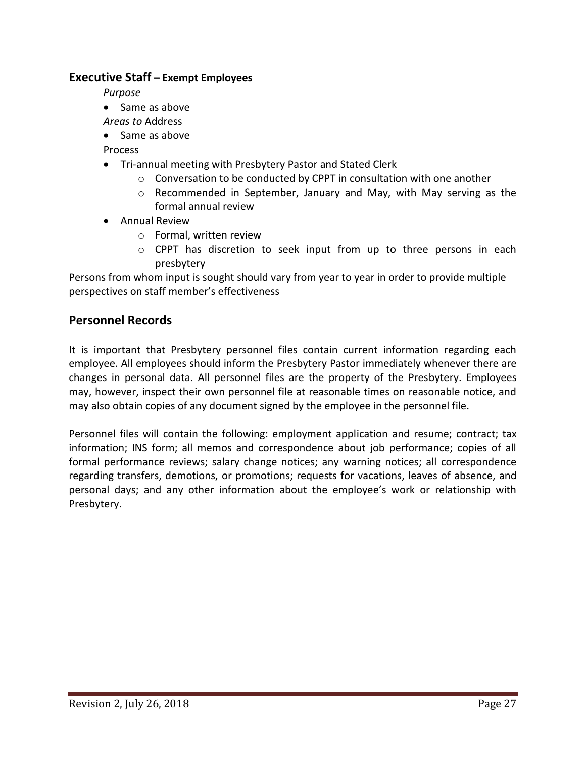## Executive Staff – Exempt Employees

*Purpose*

- Same as above

*Areas to* Address

- Same as above

Process

- Tri-annual meeting with Presbytery Pastor and Stated Clerk
  - Conversation to be conducted by CPPT in consultation with one another
  - Recommended in September, January and May, with May serving as the formal annual review
- Annual Review
  - Formal, written review
  - CPPT has discretion to seek input from up to three persons in each presbytery

Persons from whom input is sought should vary from year to year in order to provide multiple perspectives on staff member's effectiveness

## Personnel Records

It is important that Presbytery personnel files contain current information regarding each employee. All employees should inform the Presbytery Pastor immediately whenever there are changes in personal data. All personnel files are the property of the Presbytery. Employees may, however, inspect their own personnel file at reasonable times on reasonable notice, and may also obtain copies of any document signed by the employee in the personnel file.

Personnel files will contain the following: employment application and resume; contract; tax information; INS form; all memos and correspondence about job performance; copies of all formal performance reviews; salary change notices; any warning notices; all correspondence regarding transfers, demotions, or promotions; requests for vacations, leaves of absence, and personal days; and any other information about the employee's work or relationship with Presbytery.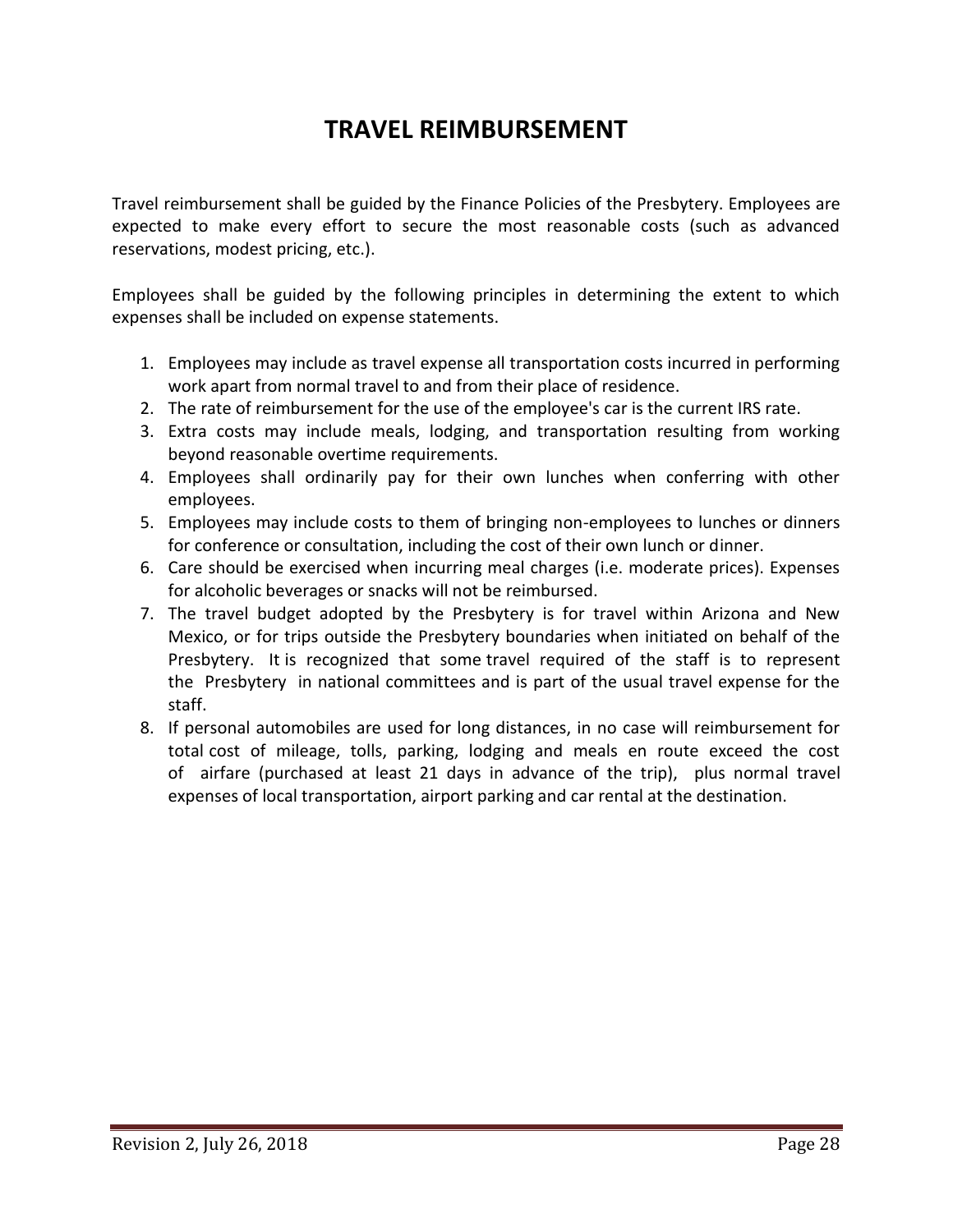# TRAVEL REIMBURSEMENT

Travel reimbursement shall be guided by the Finance Policies of the Presbytery. Employees are expected to make every effort to secure the most reasonable costs (such as advanced reservations, modest pricing, etc.).

Employees shall be guided by the following principles in determining the extent to which expenses shall be included on expense statements.

1. Employees may include as travel expense all transportation costs incurred in performing work apart from normal travel to and from their place of residence.
2. The rate of reimbursement for the use of the employee's car is the current IRS rate.
3. Extra costs may include meals, lodging, and transportation resulting from working beyond reasonable overtime requirements.
4. Employees shall ordinarily pay for their own lunches when conferring with other employees.
5. Employees may include costs to them of bringing non-employees to lunches or dinners for conference or consultation, including the cost of their own lunch or dinner.
6. Care should be exercised when incurring meal charges (i.e. moderate prices). Expenses for alcoholic beverages or snacks will not be reimbursed.
7. The travel budget adopted by the Presbytery is for travel within Arizona and New Mexico, or for trips outside the Presbytery boundaries when initiated on behalf of the Presbytery. It is recognized that some travel required of the staff is to represent the Presbytery in national committees and is part of the usual travel expense for the staff.
8. If personal automobiles are used for long distances, in no case will reimbursement for total cost of mileage, tolls, parking, lodging and meals en route exceed the cost of airfare (purchased at least 21 days in advance of the trip), plus normal travel expenses of local transportation, airport parking and car rental at the destination.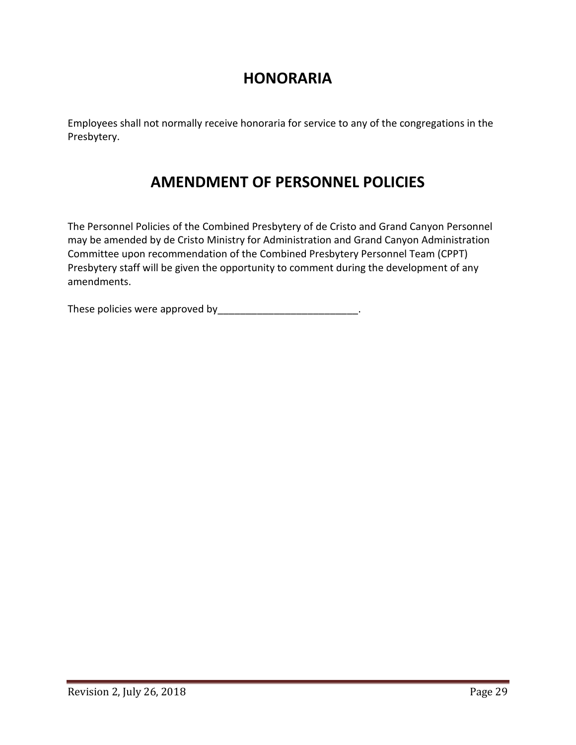# HONORARIA

Employees shall not normally receive honoraria for service to any of the congregations in the Presbytery.

# AMENDMENT OF PERSONNEL POLICIES

The Personnel Policies of the Combined Presbytery of de Cristo and Grand Canyon Personnel may be amended by de Cristo Ministry for Administration and Grand Canyon Administration Committee upon recommendation of the Combined Presbytery Personnel Team (CPPT) Presbytery staff will be given the opportunity to comment during the development of any amendments.

These policies were approved by_________________________.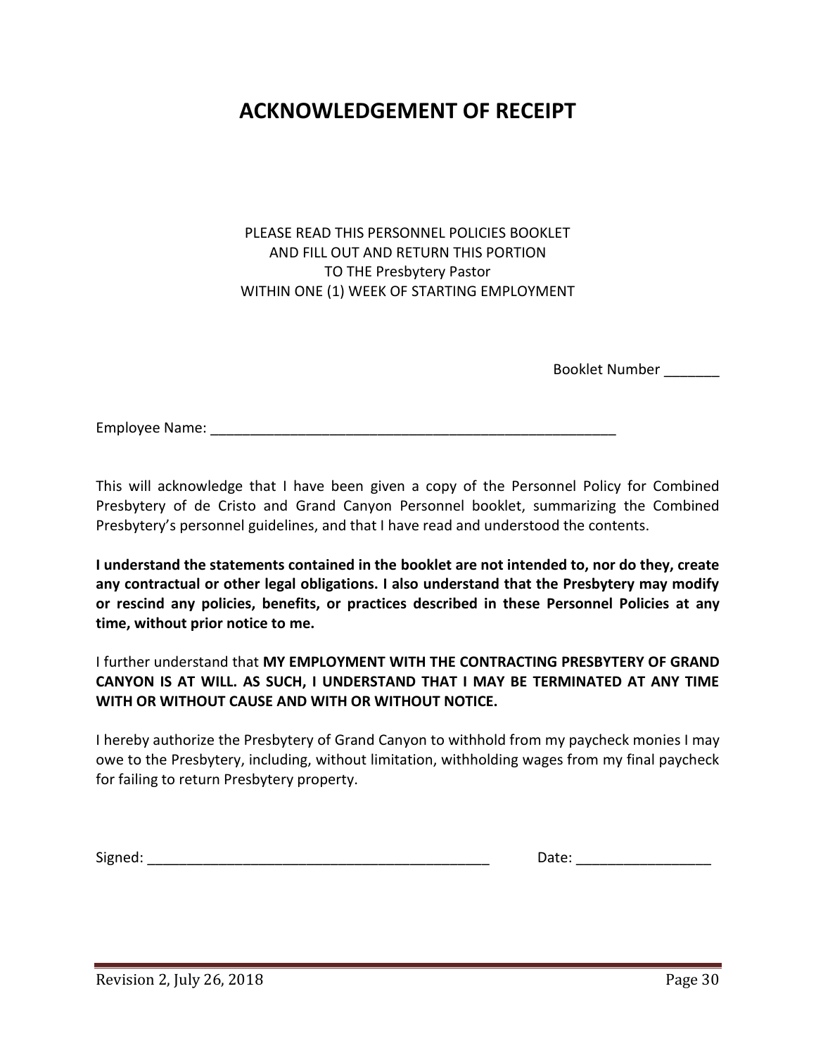# ACKNOWLEDGEMENT OF RECEIPT

PLEASE READ THIS PERSONNEL POLICIES BOOKLET
AND FILL OUT AND RETURN THIS PORTION
TO THE Presbytery Pastor
WITHIN ONE (1) WEEK OF STARTING EMPLOYMENT

Booklet Number _______

Employee Name: _____________________________________________________

This will acknowledge that I have been given a copy of the Personnel Policy for Combined Presbytery of de Cristo and Grand Canyon Personnel booklet, summarizing the Combined Presbytery's personnel guidelines, and that I have read and understood the contents.

**I understand the statements contained in the booklet are not intended to, nor do they, create any contractual or other legal obligations. I also understand that the Presbytery may modify or rescind any policies, benefits, or practices described in these Personnel Policies at any time, without prior notice to me.**

I further understand that **MY EMPLOYMENT WITH THE CONTRACTING PRESBYTERY OF GRAND CANYON IS AT WILL. AS SUCH, I UNDERSTAND THAT I MAY BE TERMINATED AT ANY TIME WITH OR WITHOUT CAUSE AND WITH OR WITHOUT NOTICE.**

I hereby authorize the Presbytery of Grand Canyon to withhold from my paycheck monies I may owe to the Presbytery, including, without limitation, withholding wages from my final paycheck for failing to return Presbytery property.

Signed: ____________________________________________ Date: _________________

Revision 2, July 26, 2018